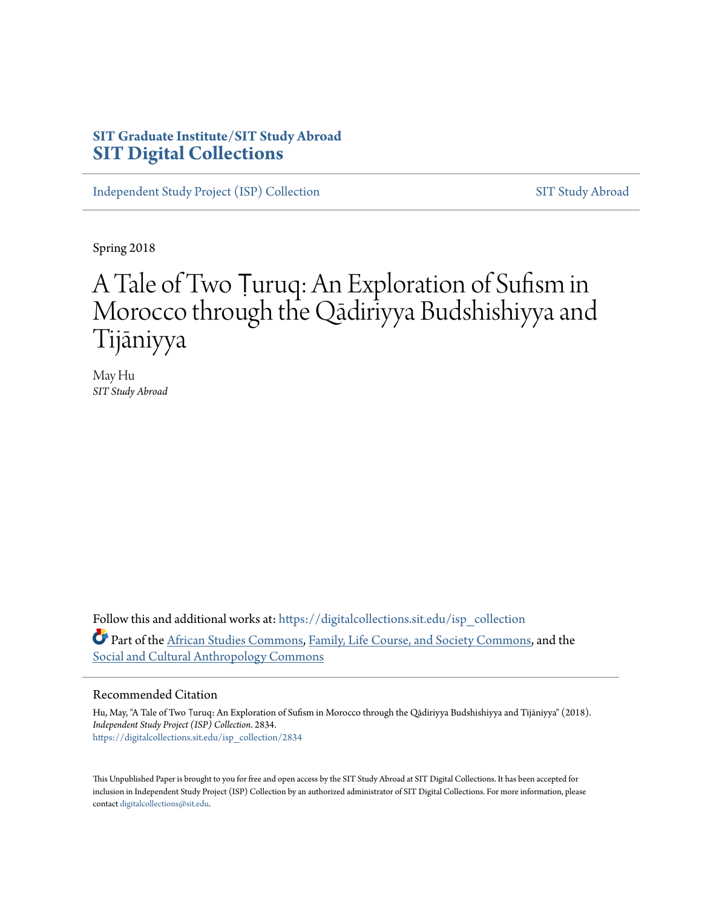SIT Graduate Institute/SIT Study Abroad
**SIT Digital Collections**

Independent Study Project (ISP) Collection | SIT Study Abroad

Spring 2018

# A Tale of Two Ṭuruq: An Exploration of Sufism in Morocco through the Qādiriyya Budshishiyya and Tijāniyya

May Hu
*SIT Study Abroad*

Follow this and additional works at: https://digitalcollections.sit.edu/isp_collection

Part of the African Studies Commons, Family, Life Course, and Society Commons, and the Social and Cultural Anthropology Commons

## Recommended Citation

Hu, May, "A Tale of Two Ṭuruq: An Exploration of Sufism in Morocco through the Qādiriyya Budshishiyya and Tijāniyya" (2018). *Independent Study Project (ISP) Collection*. 2834.
https://digitalcollections.sit.edu/isp_collection/2834

This Unpublished Paper is brought to you for free and open access by the SIT Study Abroad at SIT Digital Collections. It has been accepted for inclusion in Independent Study Project (ISP) Collection by an authorized administrator of SIT Digital Collections. For more information, please contact digitalcollections@sit.edu.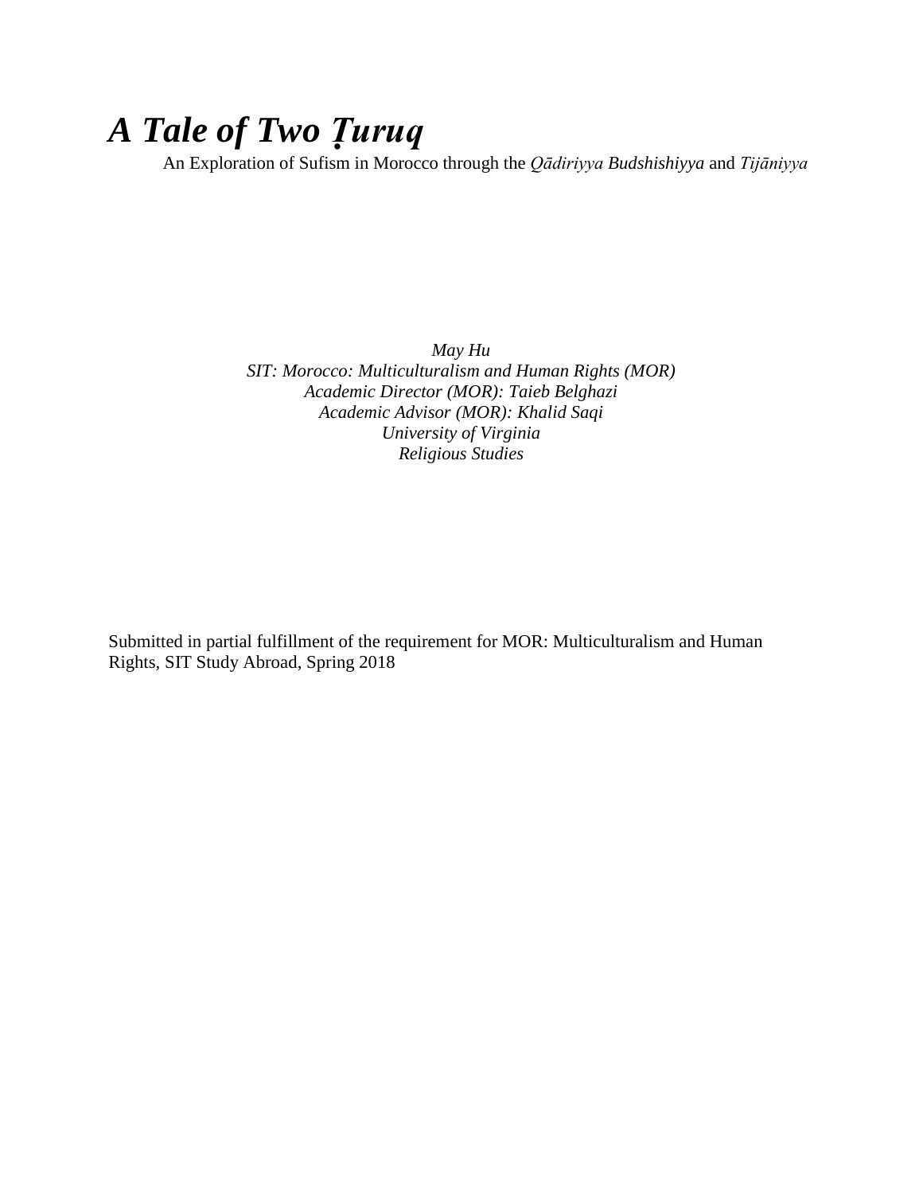# *A Tale of Two Ṭuruq*

An Exploration of Sufism in Morocco through the *Qādiriyya Budshishiyya* and *Tijāniyya*

*May Hu*
*SIT: Morocco: Multiculturalism and Human Rights (MOR)*
*Academic Director (MOR): Taieb Belghazi*
*Academic Advisor (MOR): Khalid Saqi*
*University of Virginia*
*Religious Studies*

Submitted in partial fulfillment of the requirement for MOR: Multiculturalism and Human Rights, SIT Study Abroad, Spring 2018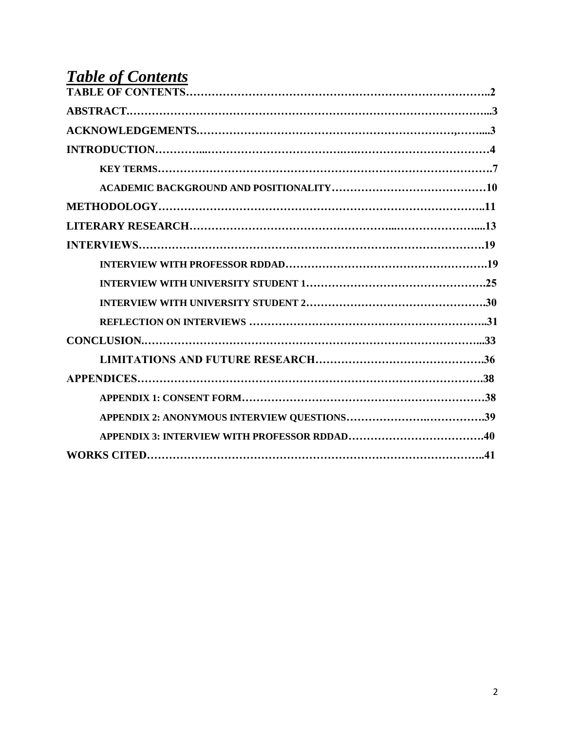# *Table of Contents*

**TABLE OF CONTENTS……………………………………………………………………………..2**

**ABSTRACT……………………………………………………………………………………...3**

**ACKNOWLEDGEMENTS.……………………………………………………………,……....3**

**INTRODUCTION…………...……………………………….….……………………………4**

- **KEY TERMS……………………………………………………………………………….7**
- **ACADEMIC BACKGROUND AND POSITIONALITY……………………………………10**

**METHODOLOGY………………………………………………………………………..11**

**LITERARY RESEARCH…………………………………………...…………………....13**

**INTERVIEWS………………………………………………………………………………19**

- **INTERVIEW WITH PROFESSOR RDDAD……………………………………………….19**
- **INTERVIEW WITH UNIVERSITY STUDENT 1………………………………………….25**
- **INTERVIEW WITH UNIVERSITY STUDENT 2………………………………………….30**
- **REFLECTION ON INTERVIEWS ……………………………………………………..31**

**CONCLUSION.…………………………………………………………………………...33**

- **LIMITATIONS AND FUTURE RESEARCH……………………………………….36**

**APPENDICES……………………………………………………………………………….38**

- **APPENDIX 1: CONSENT FORM…………………………………………………………38**
- **APPENDIX 2: ANONYMOUS INTERVIEW QUESTIONS……………….…………….39**
- **APPENDIX 3: INTERVIEW WITH PROFESSOR RDDAD………………………………40**

**WORKS CITED……………………………………………………………………………..41**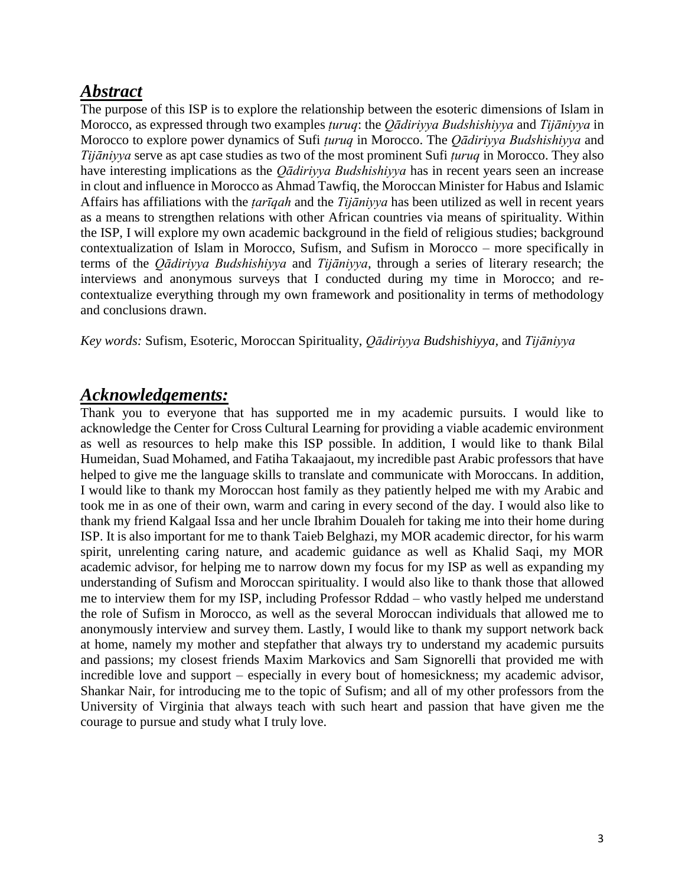## ***Abstract***

The purpose of this ISP is to explore the relationship between the esoteric dimensions of Islam in Morocco, as expressed through two examples *ṭuruq*: the *Qādiriyya Budshishiyya* and *Tijāniyya* in Morocco to explore power dynamics of Sufi *ṭuruq* in Morocco. The *Qādiriyya Budshishiyya* and *Tijāniyya* serve as apt case studies as two of the most prominent Sufi *ṭuruq* in Morocco. They also have interesting implications as the *Qādiriyya Budshishiyya* has in recent years seen an increase in clout and influence in Morocco as Ahmad Tawfiq, the Moroccan Minister for Habus and Islamic Affairs has affiliations with the *ṭarīqah* and the *Tijāniyya* has been utilized as well in recent years as a means to strengthen relations with other African countries via means of spirituality. Within the ISP, I will explore my own academic background in the field of religious studies; background contextualization of Islam in Morocco, Sufism, and Sufism in Morocco – more specifically in terms of the *Qādiriyya Budshishiyya* and *Tijāniyya*, through a series of literary research; the interviews and anonymous surveys that I conducted during my time in Morocco; and re-contextualize everything through my own framework and positionality in terms of methodology and conclusions drawn.

*Key words:* Sufism, Esoteric, Moroccan Spirituality, *Qādiriyya Budshishiyya*, and *Tijāniyya*

## ***Acknowledgements:***

Thank you to everyone that has supported me in my academic pursuits. I would like to acknowledge the Center for Cross Cultural Learning for providing a viable academic environment as well as resources to help make this ISP possible. In addition, I would like to thank Bilal Humeidan, Suad Mohamed, and Fatiha Takaajaout, my incredible past Arabic professors that have helped to give me the language skills to translate and communicate with Moroccans. In addition, I would like to thank my Moroccan host family as they patiently helped me with my Arabic and took me in as one of their own, warm and caring in every second of the day. I would also like to thank my friend Kalgaal Issa and her uncle Ibrahim Doualeh for taking me into their home during ISP. It is also important for me to thank Taieb Belghazi, my MOR academic director, for his warm spirit, unrelenting caring nature, and academic guidance as well as Khalid Saqi, my MOR academic advisor, for helping me to narrow down my focus for my ISP as well as expanding my understanding of Sufism and Moroccan spirituality. I would also like to thank those that allowed me to interview them for my ISP, including Professor Rddad – who vastly helped me understand the role of Sufism in Morocco, as well as the several Moroccan individuals that allowed me to anonymously interview and survey them. Lastly, I would like to thank my support network back at home, namely my mother and stepfather that always try to understand my academic pursuits and passions; my closest friends Maxim Markovics and Sam Signorelli that provided me with incredible love and support – especially in every bout of homesickness; my academic advisor, Shankar Nair, for introducing me to the topic of Sufism; and all of my other professors from the University of Virginia that always teach with such heart and passion that have given me the courage to pursue and study what I truly love.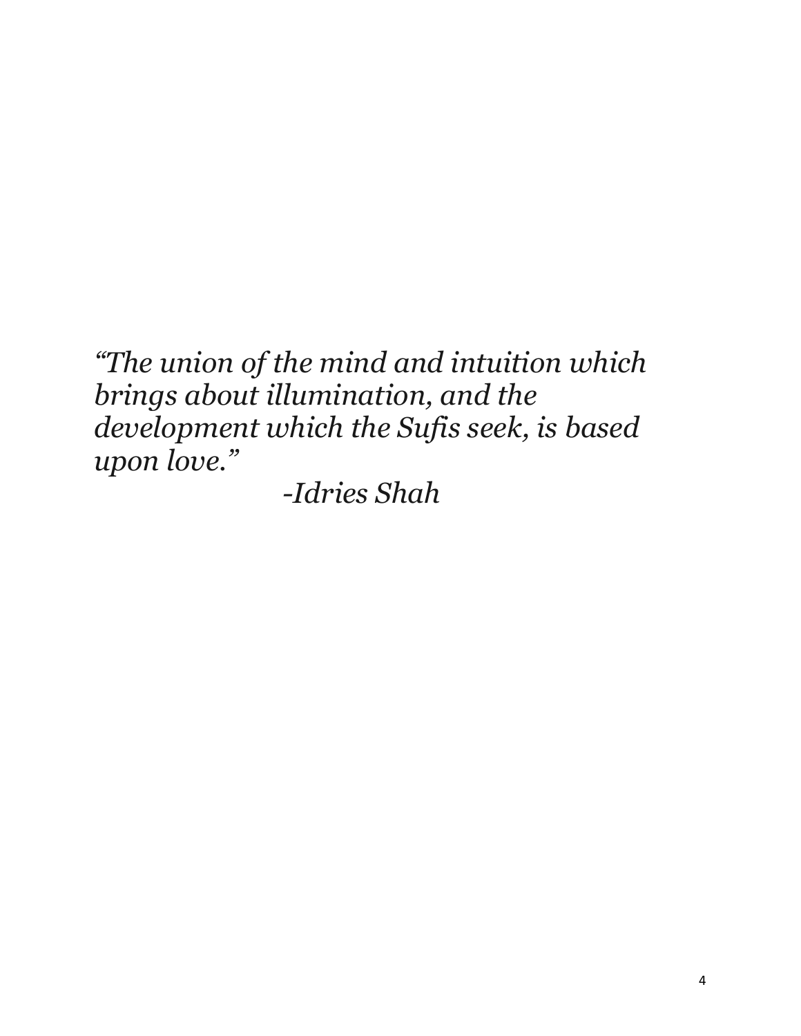*"The union of the mind and intuition which brings about illumination, and the development which the Sufis seek, is based upon love."*

*-Idries Shah*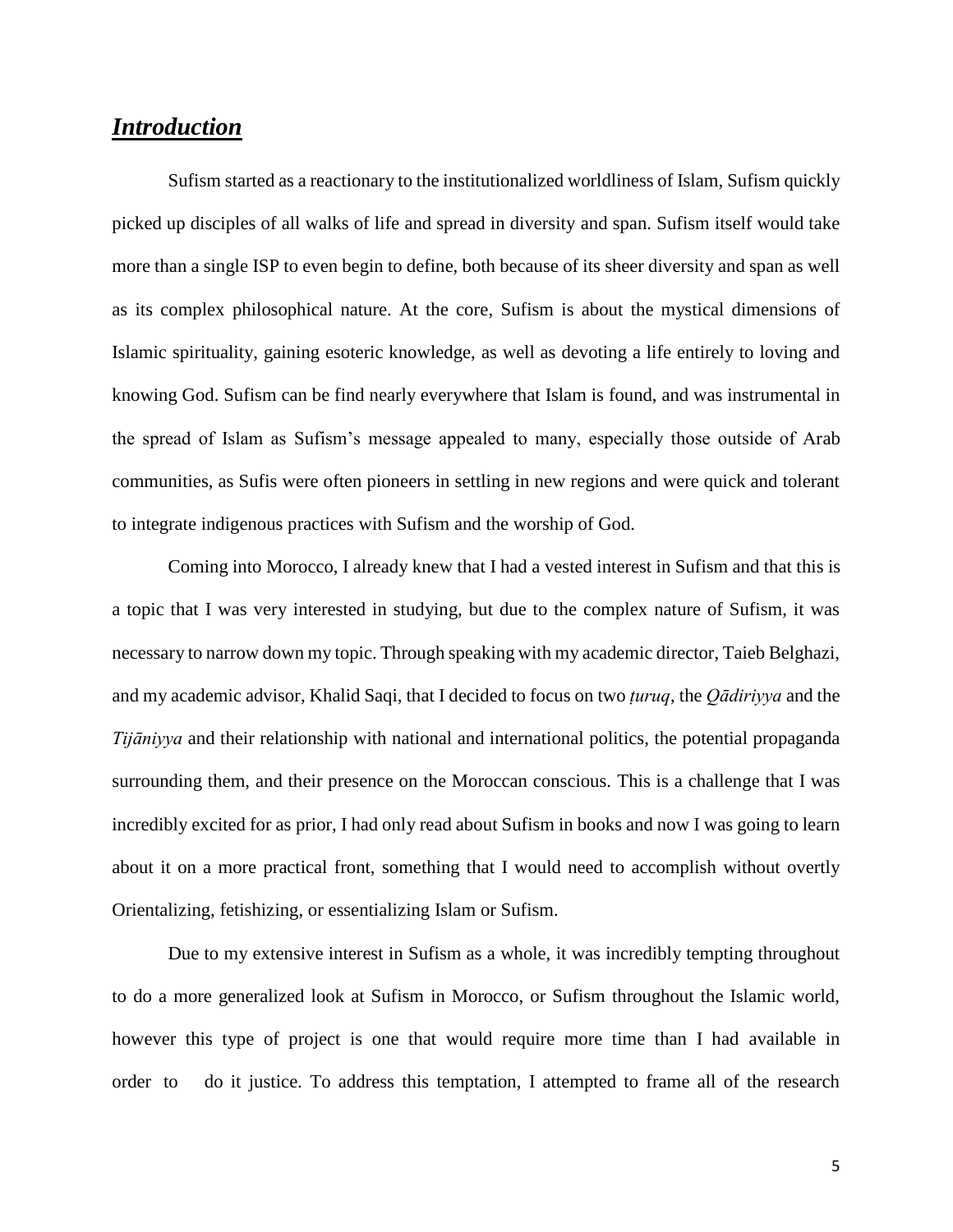## ***Introduction***

Sufism started as a reactionary to the institutionalized worldliness of Islam, Sufism quickly picked up disciples of all walks of life and spread in diversity and span. Sufism itself would take more than a single ISP to even begin to define, both because of its sheer diversity and span as well as its complex philosophical nature. At the core, Sufism is about the mystical dimensions of Islamic spirituality, gaining esoteric knowledge, as well as devoting a life entirely to loving and knowing God. Sufism can be find nearly everywhere that Islam is found, and was instrumental in the spread of Islam as Sufism's message appealed to many, especially those outside of Arab communities, as Sufis were often pioneers in settling in new regions and were quick and tolerant to integrate indigenous practices with Sufism and the worship of God.

Coming into Morocco, I already knew that I had a vested interest in Sufism and that this is a topic that I was very interested in studying, but due to the complex nature of Sufism, it was necessary to narrow down my topic. Through speaking with my academic director, Taieb Belghazi, and my academic advisor, Khalid Saqi, that I decided to focus on two *ṭuruq*, the *Qādiriyya* and the *Tijāniyya* and their relationship with national and international politics, the potential propaganda surrounding them, and their presence on the Moroccan conscious. This is a challenge that I was incredibly excited for as prior, I had only read about Sufism in books and now I was going to learn about it on a more practical front, something that I would need to accomplish without overtly Orientalizing, fetishizing, or essentializing Islam or Sufism.

Due to my extensive interest in Sufism as a whole, it was incredibly tempting throughout to do a more generalized look at Sufism in Morocco, or Sufism throughout the Islamic world, however this type of project is one that would require more time than I had available in order to do it justice. To address this temptation, I attempted to frame all of the research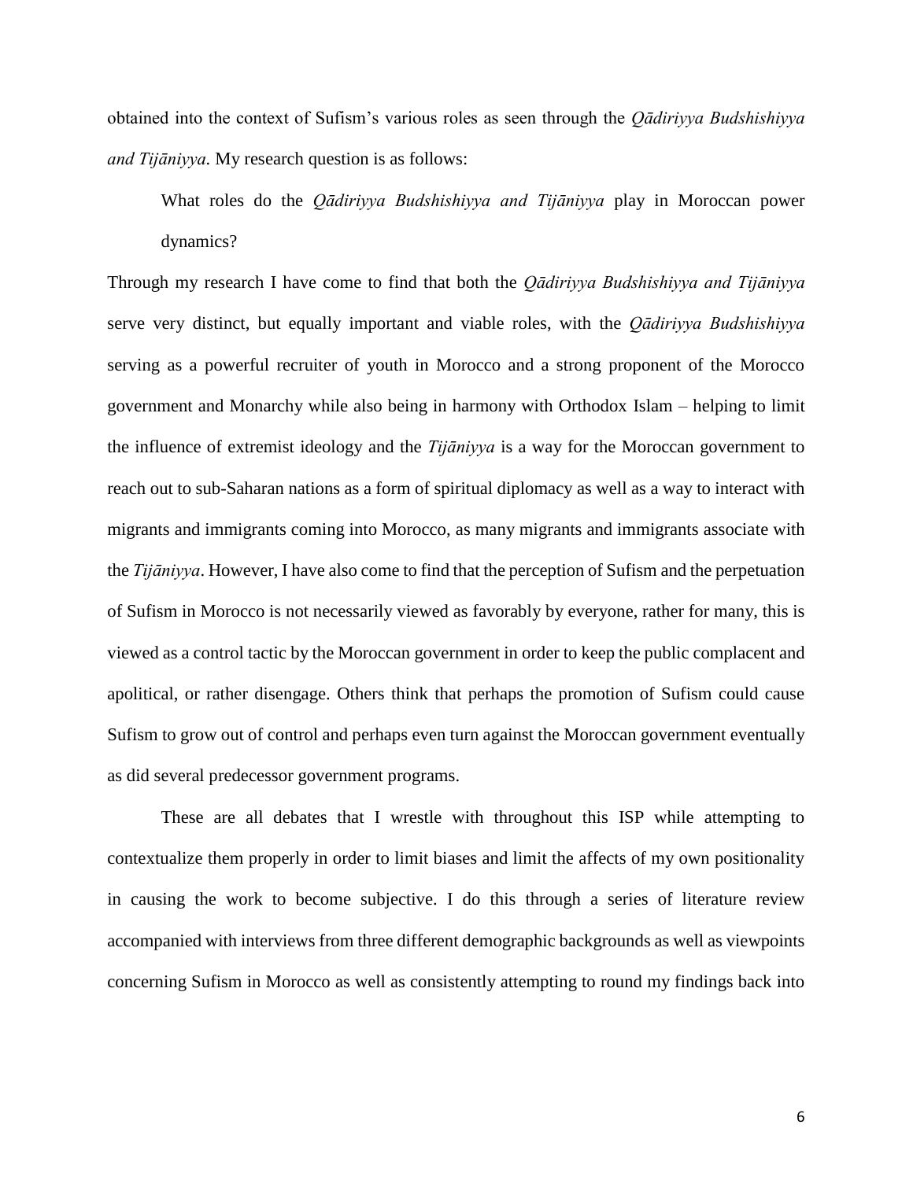obtained into the context of Sufism's various roles as seen through the *Qādiriyya Budshishiyya and Tijāniyya*. My research question is as follows:

> What roles do the *Qādiriyya Budshishiyya and Tijāniyya* play in Moroccan power dynamics?

Through my research I have come to find that both the *Qādiriyya Budshishiyya and Tijāniyya* serve very distinct, but equally important and viable roles, with the *Qādiriyya Budshishiyya* serving as a powerful recruiter of youth in Morocco and a strong proponent of the Morocco government and Monarchy while also being in harmony with Orthodox Islam – helping to limit the influence of extremist ideology and the *Tijāniyya* is a way for the Moroccan government to reach out to sub-Saharan nations as a form of spiritual diplomacy as well as a way to interact with migrants and immigrants coming into Morocco, as many migrants and immigrants associate with the *Tijāniyya*. However, I have also come to find that the perception of Sufism and the perpetuation of Sufism in Morocco is not necessarily viewed as favorably by everyone, rather for many, this is viewed as a control tactic by the Moroccan government in order to keep the public complacent and apolitical, or rather disengage. Others think that perhaps the promotion of Sufism could cause Sufism to grow out of control and perhaps even turn against the Moroccan government eventually as did several predecessor government programs.

These are all debates that I wrestle with throughout this ISP while attempting to contextualize them properly in order to limit biases and limit the affects of my own positionality in causing the work to become subjective. I do this through a series of literature review accompanied with interviews from three different demographic backgrounds as well as viewpoints concerning Sufism in Morocco as well as consistently attempting to round my findings back into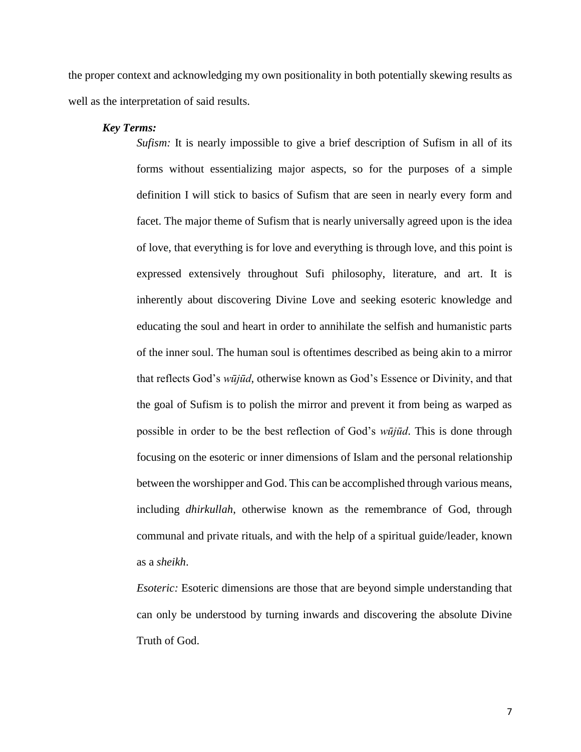the proper context and acknowledging my own positionality in both potentially skewing results as well as the interpretation of said results.

***Key Terms:***

*Sufism:* It is nearly impossible to give a brief description of Sufism in all of its forms without essentializing major aspects, so for the purposes of a simple definition I will stick to basics of Sufism that are seen in nearly every form and facet. The major theme of Sufism that is nearly universally agreed upon is the idea of love, that everything is for love and everything is through love, and this point is expressed extensively throughout Sufi philosophy, literature, and art. It is inherently about discovering Divine Love and seeking esoteric knowledge and educating the soul and heart in order to annihilate the selfish and humanistic parts of the inner soul. The human soul is oftentimes described as being akin to a mirror that reflects God's *wūjūd,* otherwise known as God's Essence or Divinity, and that the goal of Sufism is to polish the mirror and prevent it from being as warped as possible in order to be the best reflection of God's *wūjūd*. This is done through focusing on the esoteric or inner dimensions of Islam and the personal relationship between the worshipper and God. This can be accomplished through various means, including *dhirkullah*, otherwise known as the remembrance of God, through communal and private rituals, and with the help of a spiritual guide/leader, known as a *sheikh*.

*Esoteric:* Esoteric dimensions are those that are beyond simple understanding that can only be understood by turning inwards and discovering the absolute Divine Truth of God.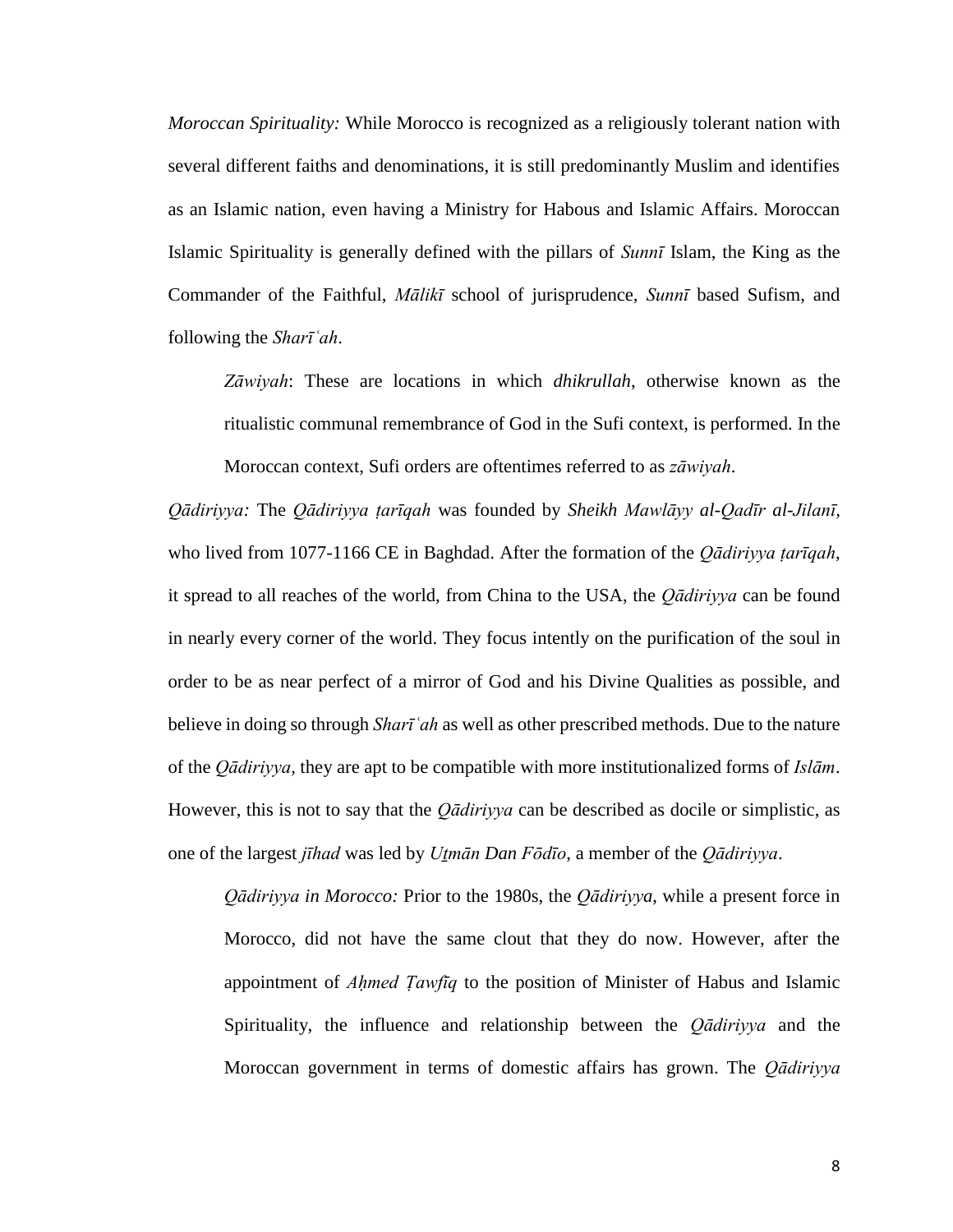*Moroccan Spirituality:* While Morocco is recognized as a religiously tolerant nation with several different faiths and denominations, it is still predominantly Muslim and identifies as an Islamic nation, even having a Ministry for Habous and Islamic Affairs. Moroccan Islamic Spirituality is generally defined with the pillars of *Sunnī* Islam, the King as the Commander of the Faithful, *Mālikī* school of jurisprudence, *Sunnī* based Sufism, and following the *Sharīʿah*.

> *Zāwiyah*: These are locations in which *dhikrullah*, otherwise known as the ritualistic communal remembrance of God in the Sufi context, is performed. In the Moroccan context, Sufi orders are oftentimes referred to as *zāwiyah*.

*Qādiriyya:* The *Qādiriyya ṭarīqah* was founded by *Sheikh Mawlāyy al-Qadīr al-Jilanī*, who lived from 1077-1166 CE in Baghdad. After the formation of the *Qādiriyya ṭarīqah*, it spread to all reaches of the world, from China to the USA, the *Qādiriyya* can be found in nearly every corner of the world. They focus intently on the purification of the soul in order to be as near perfect of a mirror of God and his Divine Qualities as possible, and believe in doing so through *Sharīʿah* as well as other prescribed methods. Due to the nature of the *Qādiriyya*, they are apt to be compatible with more institutionalized forms of *Islām*. However, this is not to say that the *Qādiriyya* can be described as docile or simplistic, as one of the largest *jīhad* was led by *Uṯmān Dan Fōdīo*, a member of the *Qādiriyya*.

> *Qādiriyya in Morocco:* Prior to the 1980s, the *Qādiriyya*, while a present force in Morocco, did not have the same clout that they do now. However, after the appointment of *Aḥmed Ṭawfīq* to the position of Minister of Habus and Islamic Spirituality, the influence and relationship between the *Qādiriyya* and the Moroccan government in terms of domestic affairs has grown. The *Qādiriyya*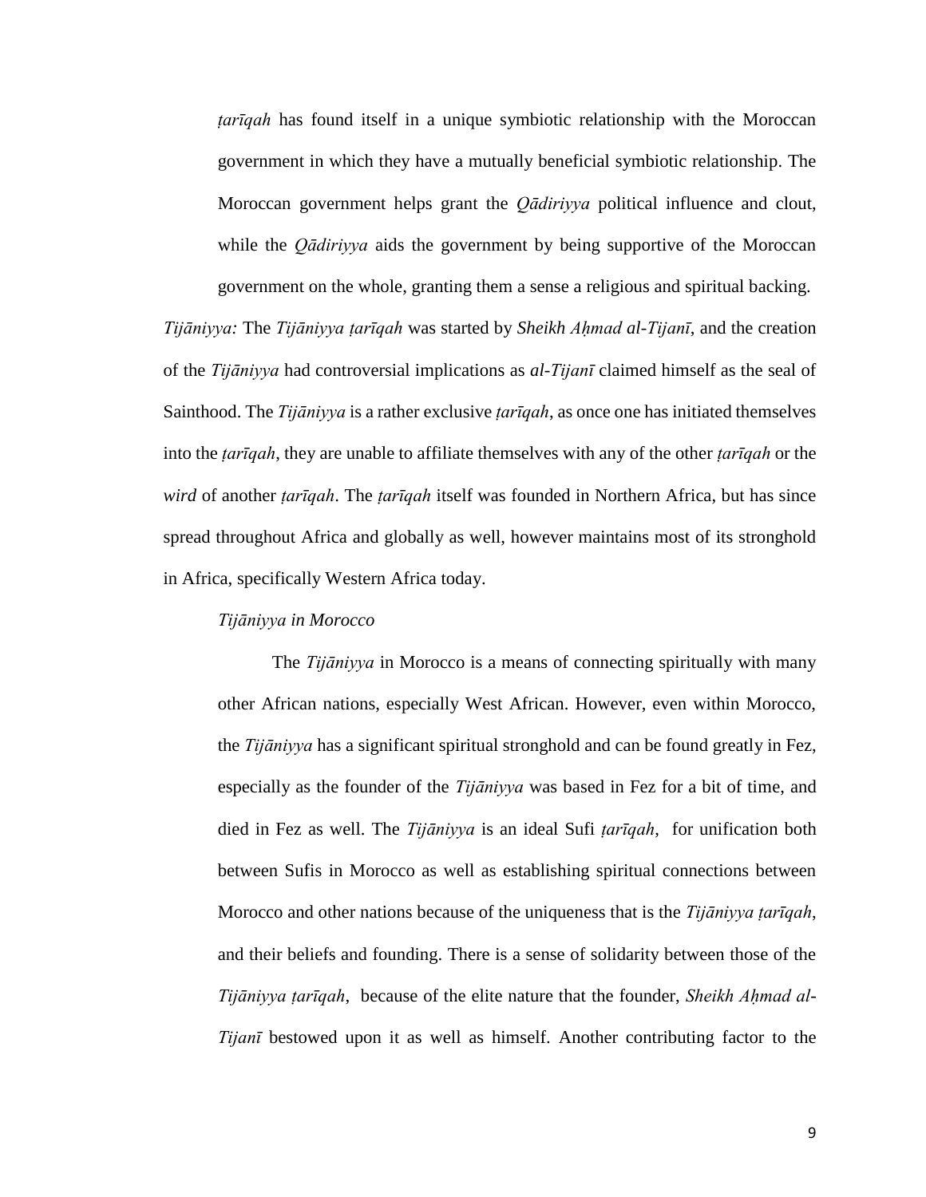*ṭarīqah* has found itself in a unique symbiotic relationship with the Moroccan government in which they have a mutually beneficial symbiotic relationship. The Moroccan government helps grant the *Qādiriyya* political influence and clout, while the *Qādiriyya* aids the government by being supportive of the Moroccan government on the whole, granting them a sense a religious and spiritual backing.

*Tijāniyya:* The *Tijāniyya ṭarīqah* was started by *Sheikh Aḥmad al-Tijanī*, and the creation of the *Tijāniyya* had controversial implications as *al-Tijanī* claimed himself as the seal of Sainthood. The *Tijāniyya* is a rather exclusive *ṭarīqah*, as once one has initiated themselves into the *ṭarīqah*, they are unable to affiliate themselves with any of the other *ṭarīqah* or the *wird* of another *ṭarīqah*. The *ṭarīqah* itself was founded in Northern Africa, but has since spread throughout Africa and globally as well, however maintains most of its stronghold in Africa, specifically Western Africa today.

*Tijāniyya in Morocco*

The *Tijāniyya* in Morocco is a means of connecting spiritually with many other African nations, especially West African. However, even within Morocco, the *Tijāniyya* has a significant spiritual stronghold and can be found greatly in Fez, especially as the founder of the *Tijāniyya* was based in Fez for a bit of time, and died in Fez as well. The *Tijāniyya* is an ideal Sufi *ṭarīqah*, for unification both between Sufis in Morocco as well as establishing spiritual connections between Morocco and other nations because of the uniqueness that is the *Tijāniyya ṭarīqah*, and their beliefs and founding. There is a sense of solidarity between those of the *Tijāniyya ṭarīqah*, because of the elite nature that the founder, *Sheikh Aḥmad al-Tijanī* bestowed upon it as well as himself. Another contributing factor to the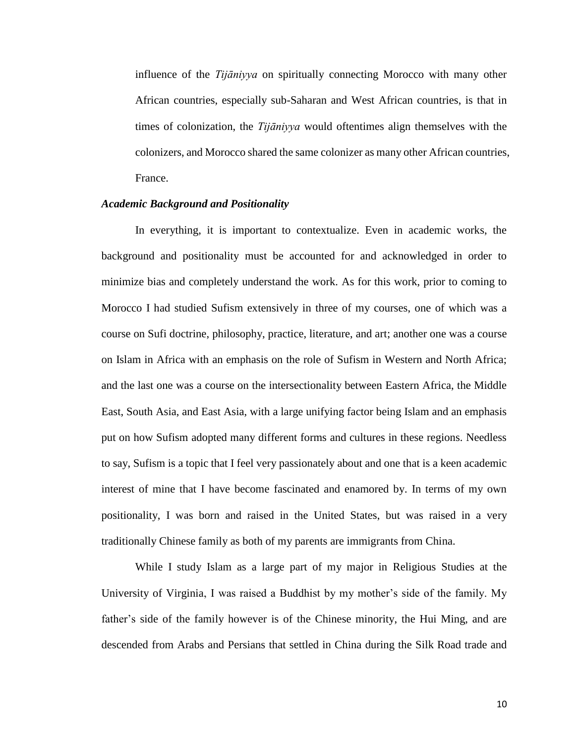influence of the *Tijāniyya* on spiritually connecting Morocco with many other African countries, especially sub-Saharan and West African countries, is that in times of colonization, the *Tijāniyya* would oftentimes align themselves with the colonizers, and Morocco shared the same colonizer as many other African countries, France.

### *Academic Background and Positionality*

In everything, it is important to contextualize. Even in academic works, the background and positionality must be accounted for and acknowledged in order to minimize bias and completely understand the work. As for this work, prior to coming to Morocco I had studied Sufism extensively in three of my courses, one of which was a course on Sufi doctrine, philosophy, practice, literature, and art; another one was a course on Islam in Africa with an emphasis on the role of Sufism in Western and North Africa; and the last one was a course on the intersectionality between Eastern Africa, the Middle East, South Asia, and East Asia, with a large unifying factor being Islam and an emphasis put on how Sufism adopted many different forms and cultures in these regions. Needless to say, Sufism is a topic that I feel very passionately about and one that is a keen academic interest of mine that I have become fascinated and enamored by. In terms of my own positionality, I was born and raised in the United States, but was raised in a very traditionally Chinese family as both of my parents are immigrants from China.

While I study Islam as a large part of my major in Religious Studies at the University of Virginia, I was raised a Buddhist by my mother's side of the family. My father's side of the family however is of the Chinese minority, the Hui Ming, and are descended from Arabs and Persians that settled in China during the Silk Road trade and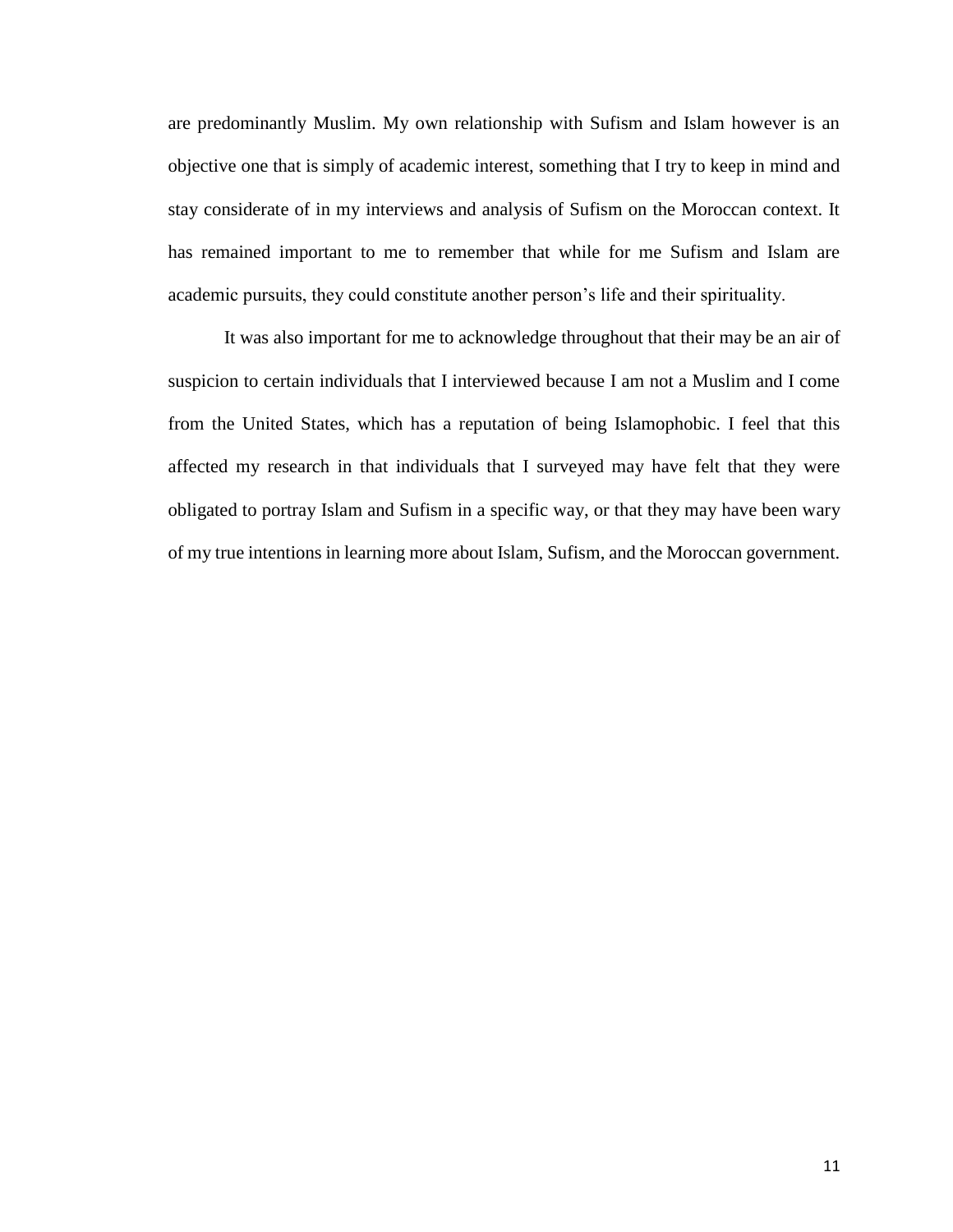are predominantly Muslim. My own relationship with Sufism and Islam however is an objective one that is simply of academic interest, something that I try to keep in mind and stay considerate of in my interviews and analysis of Sufism on the Moroccan context. It has remained important to me to remember that while for me Sufism and Islam are academic pursuits, they could constitute another person's life and their spirituality.

It was also important for me to acknowledge throughout that their may be an air of suspicion to certain individuals that I interviewed because I am not a Muslim and I come from the United States, which has a reputation of being Islamophobic. I feel that this affected my research in that individuals that I surveyed may have felt that they were obligated to portray Islam and Sufism in a specific way, or that they may have been wary of my true intentions in learning more about Islam, Sufism, and the Moroccan government.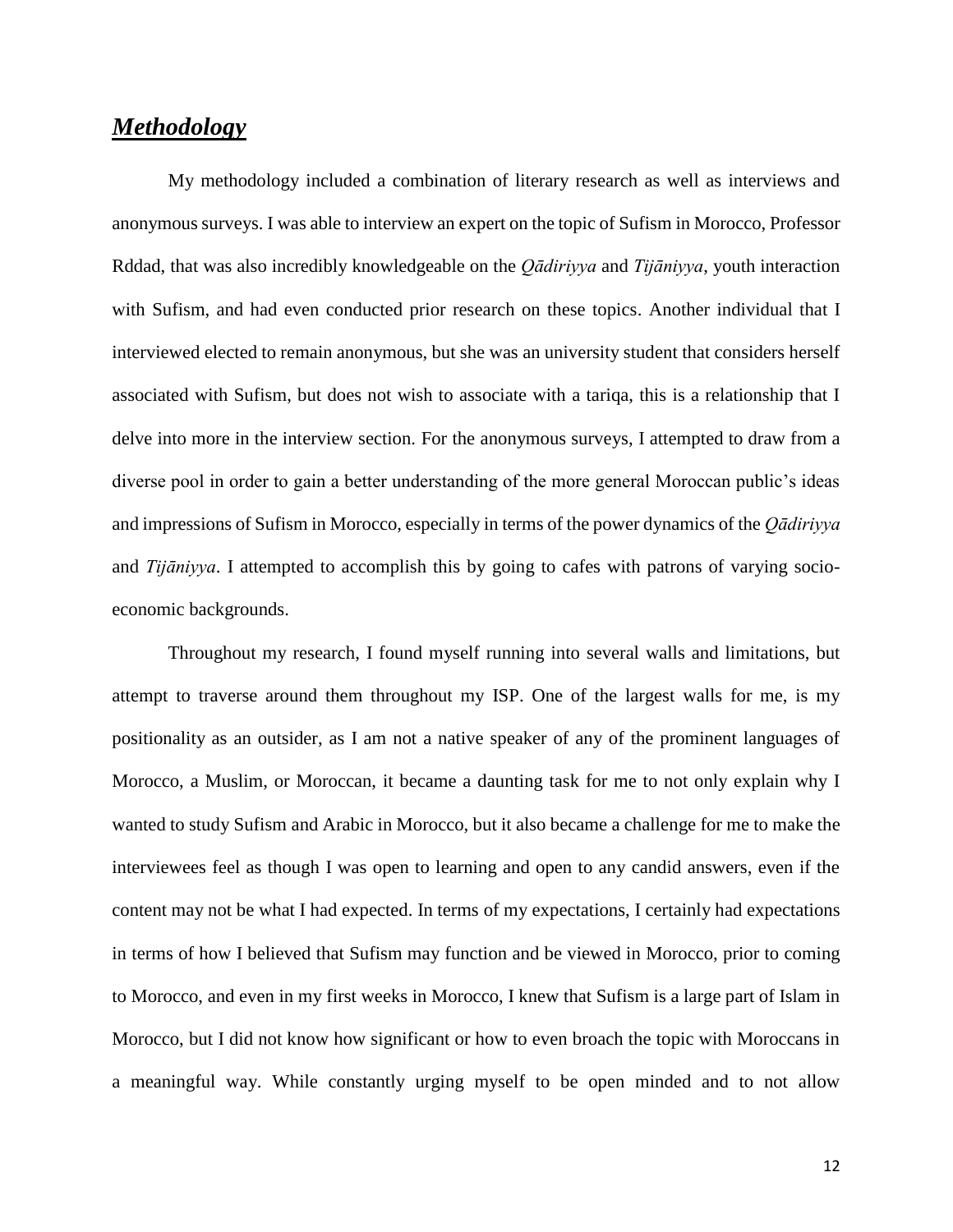## ***Methodology***

My methodology included a combination of literary research as well as interviews and anonymous surveys. I was able to interview an expert on the topic of Sufism in Morocco, Professor Rddad, that was also incredibly knowledgeable on the *Qādiriyya* and *Tijāniyya*, youth interaction with Sufism, and had even conducted prior research on these topics. Another individual that I interviewed elected to remain anonymous, but she was an university student that considers herself associated with Sufism, but does not wish to associate with a tariqa, this is a relationship that I delve into more in the interview section. For the anonymous surveys, I attempted to draw from a diverse pool in order to gain a better understanding of the more general Moroccan public's ideas and impressions of Sufism in Morocco, especially in terms of the power dynamics of the *Qādiriyya* and *Tijāniyya*. I attempted to accomplish this by going to cafes with patrons of varying socio-economic backgrounds.

Throughout my research, I found myself running into several walls and limitations, but attempt to traverse around them throughout my ISP. One of the largest walls for me, is my positionality as an outsider, as I am not a native speaker of any of the prominent languages of Morocco, a Muslim, or Moroccan, it became a daunting task for me to not only explain why I wanted to study Sufism and Arabic in Morocco, but it also became a challenge for me to make the interviewees feel as though I was open to learning and open to any candid answers, even if the content may not be what I had expected. In terms of my expectations, I certainly had expectations in terms of how I believed that Sufism may function and be viewed in Morocco, prior to coming to Morocco, and even in my first weeks in Morocco, I knew that Sufism is a large part of Islam in Morocco, but I did not know how significant or how to even broach the topic with Moroccans in a meaningful way. While constantly urging myself to be open minded and to not allow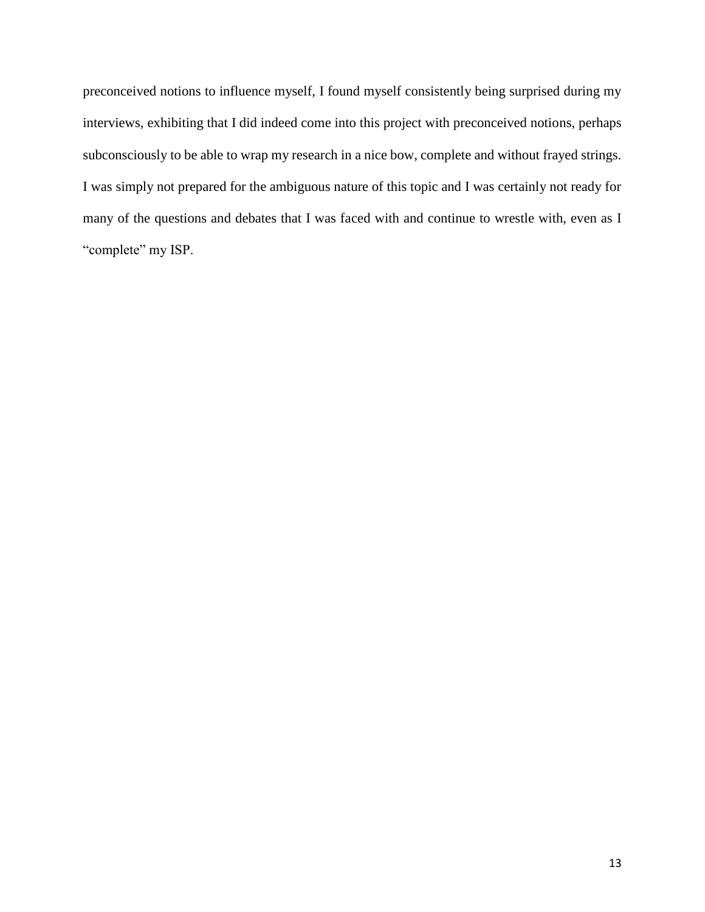preconceived notions to influence myself, I found myself consistently being surprised during my interviews, exhibiting that I did indeed come into this project with preconceived notions, perhaps subconsciously to be able to wrap my research in a nice bow, complete and without frayed strings. I was simply not prepared for the ambiguous nature of this topic and I was certainly not ready for many of the questions and debates that I was faced with and continue to wrestle with, even as I "complete" my ISP.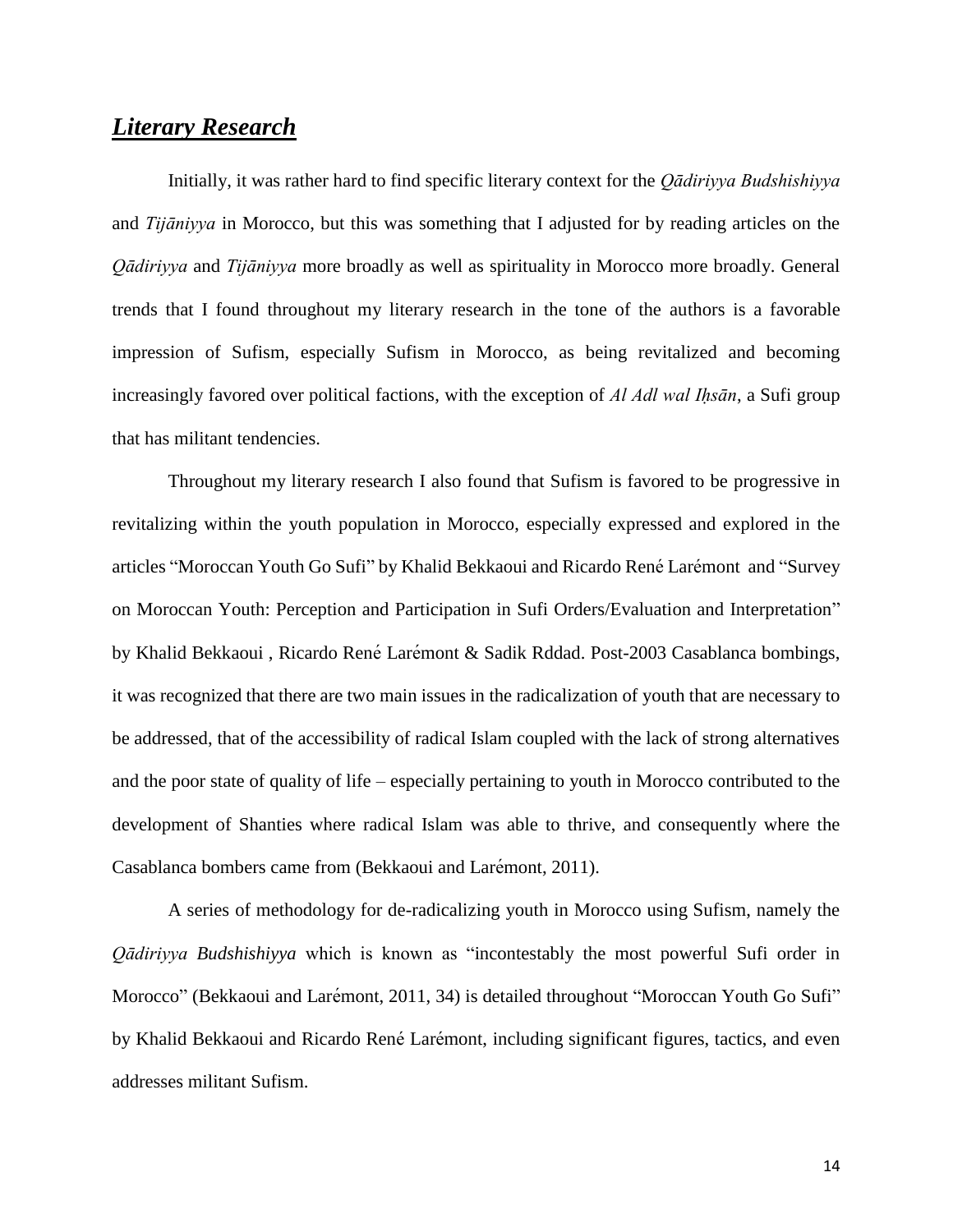## ***Literary Research***

Initially, it was rather hard to find specific literary context for the *Qādiriyya Budshishiyya* and *Tijāniyya* in Morocco, but this was something that I adjusted for by reading articles on the *Qādiriyya* and *Tijāniyya* more broadly as well as spirituality in Morocco more broadly. General trends that I found throughout my literary research in the tone of the authors is a favorable impression of Sufism, especially Sufism in Morocco, as being revitalized and becoming increasingly favored over political factions, with the exception of *Al Adl wal Iḥsān*, a Sufi group that has militant tendencies.

Throughout my literary research I also found that Sufism is favored to be progressive in revitalizing within the youth population in Morocco, especially expressed and explored in the articles "Moroccan Youth Go Sufi" by Khalid Bekkaoui and Ricardo René Larémont and "Survey on Moroccan Youth: Perception and Participation in Sufi Orders/Evaluation and Interpretation" by Khalid Bekkaoui , Ricardo René Larémont & Sadik Rddad. Post-2003 Casablanca bombings, it was recognized that there are two main issues in the radicalization of youth that are necessary to be addressed, that of the accessibility of radical Islam coupled with the lack of strong alternatives and the poor state of quality of life – especially pertaining to youth in Morocco contributed to the development of Shanties where radical Islam was able to thrive, and consequently where the Casablanca bombers came from (Bekkaoui and Larémont, 2011).

A series of methodology for de-radicalizing youth in Morocco using Sufism, namely the *Qādiriyya Budshishiyya* which is known as "incontestably the most powerful Sufi order in Morocco" (Bekkaoui and Larémont, 2011, 34) is detailed throughout "Moroccan Youth Go Sufi" by Khalid Bekkaoui and Ricardo René Larémont, including significant figures, tactics, and even addresses militant Sufism.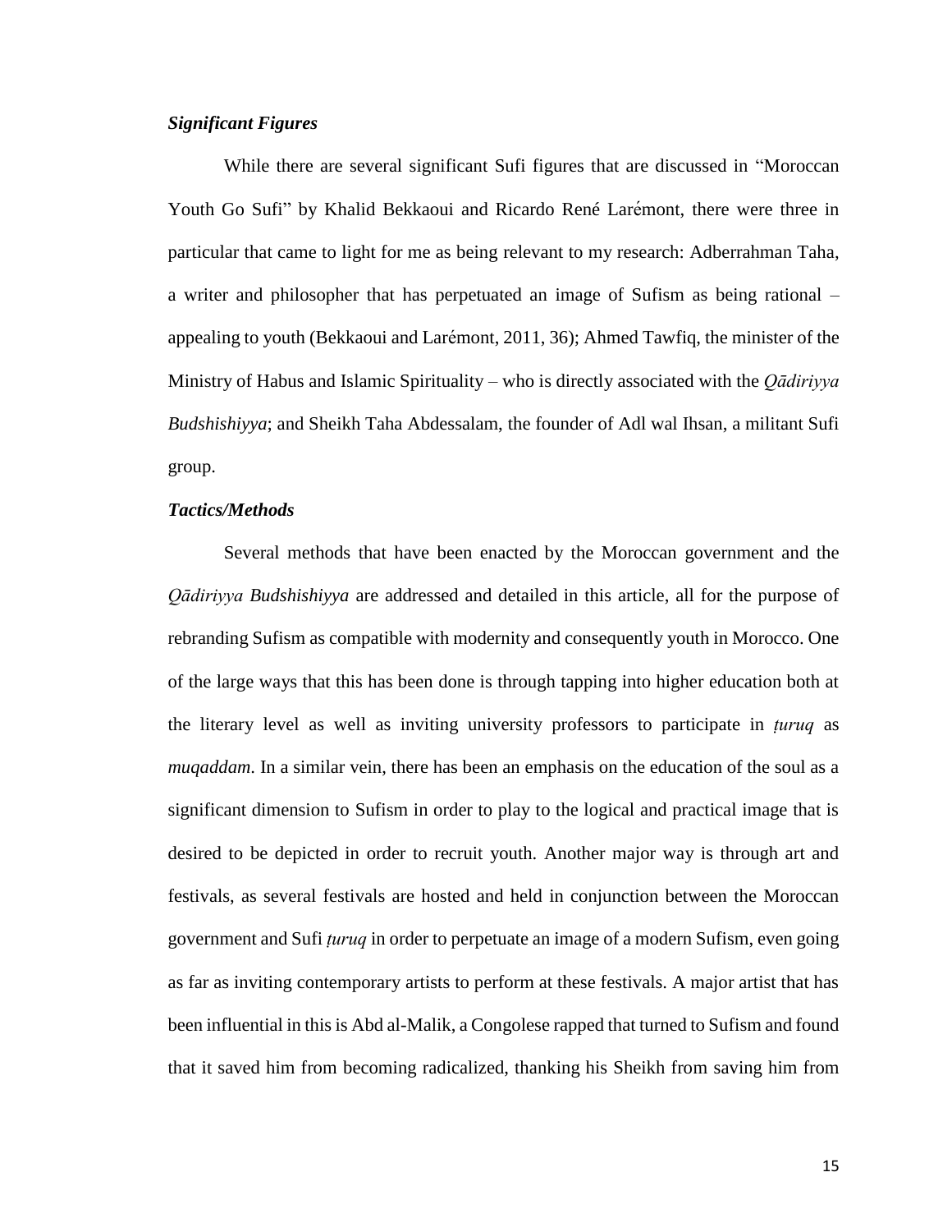### *Significant Figures*

While there are several significant Sufi figures that are discussed in "Moroccan Youth Go Sufi" by Khalid Bekkaoui and Ricardo René Larémont, there were three in particular that came to light for me as being relevant to my research: Adberrahman Taha, a writer and philosopher that has perpetuated an image of Sufism as being rational – appealing to youth (Bekkaoui and Larémont, 2011, 36); Ahmed Tawfiq, the minister of the Ministry of Habus and Islamic Spirituality – who is directly associated with the *Qādiriyya Budshishiyya*; and Sheikh Taha Abdessalam, the founder of Adl wal Ihsan, a militant Sufi group.

### *Tactics/Methods*

Several methods that have been enacted by the Moroccan government and the *Qādiriyya Budshishiyya* are addressed and detailed in this article, all for the purpose of rebranding Sufism as compatible with modernity and consequently youth in Morocco. One of the large ways that this has been done is through tapping into higher education both at the literary level as well as inviting university professors to participate in *ṭuruq* as *muqaddam*. In a similar vein, there has been an emphasis on the education of the soul as a significant dimension to Sufism in order to play to the logical and practical image that is desired to be depicted in order to recruit youth. Another major way is through art and festivals, as several festivals are hosted and held in conjunction between the Moroccan government and Sufi *ṭuruq* in order to perpetuate an image of a modern Sufism, even going as far as inviting contemporary artists to perform at these festivals. A major artist that has been influential in this is Abd al-Malik, a Congolese rapped that turned to Sufism and found that it saved him from becoming radicalized, thanking his Sheikh from saving him from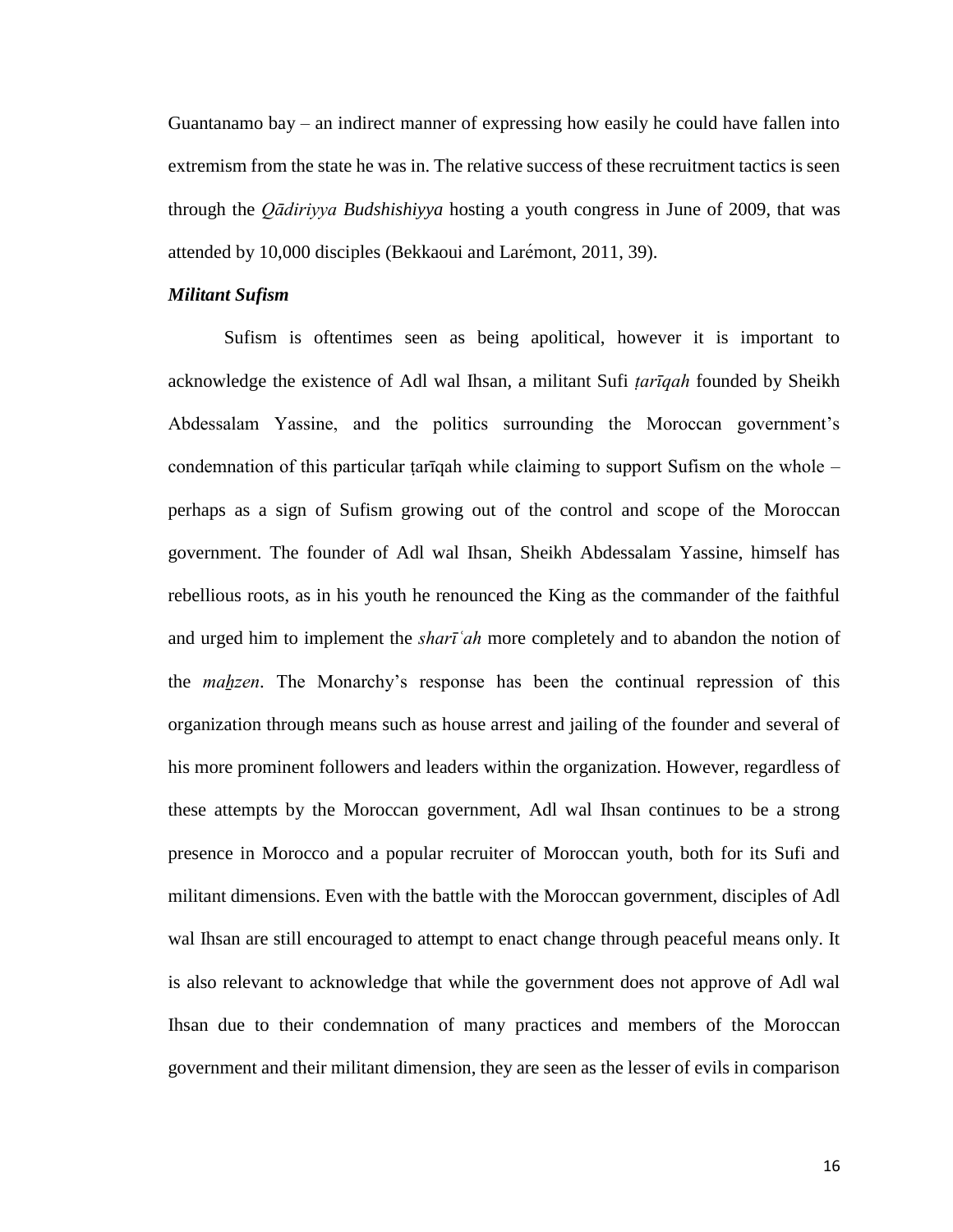Guantanamo bay – an indirect manner of expressing how easily he could have fallen into extremism from the state he was in. The relative success of these recruitment tactics is seen through the *Qādiriyya Budshishiyya* hosting a youth congress in June of 2009, that was attended by 10,000 disciples (Bekkaoui and Larémont, 2011, 39).

***Militant Sufism***

Sufism is oftentimes seen as being apolitical, however it is important to acknowledge the existence of Adl wal Ihsan, a militant Sufi *ṭarīqah* founded by Sheikh Abdessalam Yassine, and the politics surrounding the Moroccan government's condemnation of this particular ṭarīqah while claiming to support Sufism on the whole – perhaps as a sign of Sufism growing out of the control and scope of the Moroccan government. The founder of Adl wal Ihsan, Sheikh Abdessalam Yassine, himself has rebellious roots, as in his youth he renounced the King as the commander of the faithful and urged him to implement the *sharīʿah* more completely and to abandon the notion of the *maẖzen*. The Monarchy's response has been the continual repression of this organization through means such as house arrest and jailing of the founder and several of his more prominent followers and leaders within the organization. However, regardless of these attempts by the Moroccan government, Adl wal Ihsan continues to be a strong presence in Morocco and a popular recruiter of Moroccan youth, both for its Sufi and militant dimensions. Even with the battle with the Moroccan government, disciples of Adl wal Ihsan are still encouraged to attempt to enact change through peaceful means only. It is also relevant to acknowledge that while the government does not approve of Adl wal Ihsan due to their condemnation of many practices and members of the Moroccan government and their militant dimension, they are seen as the lesser of evils in comparison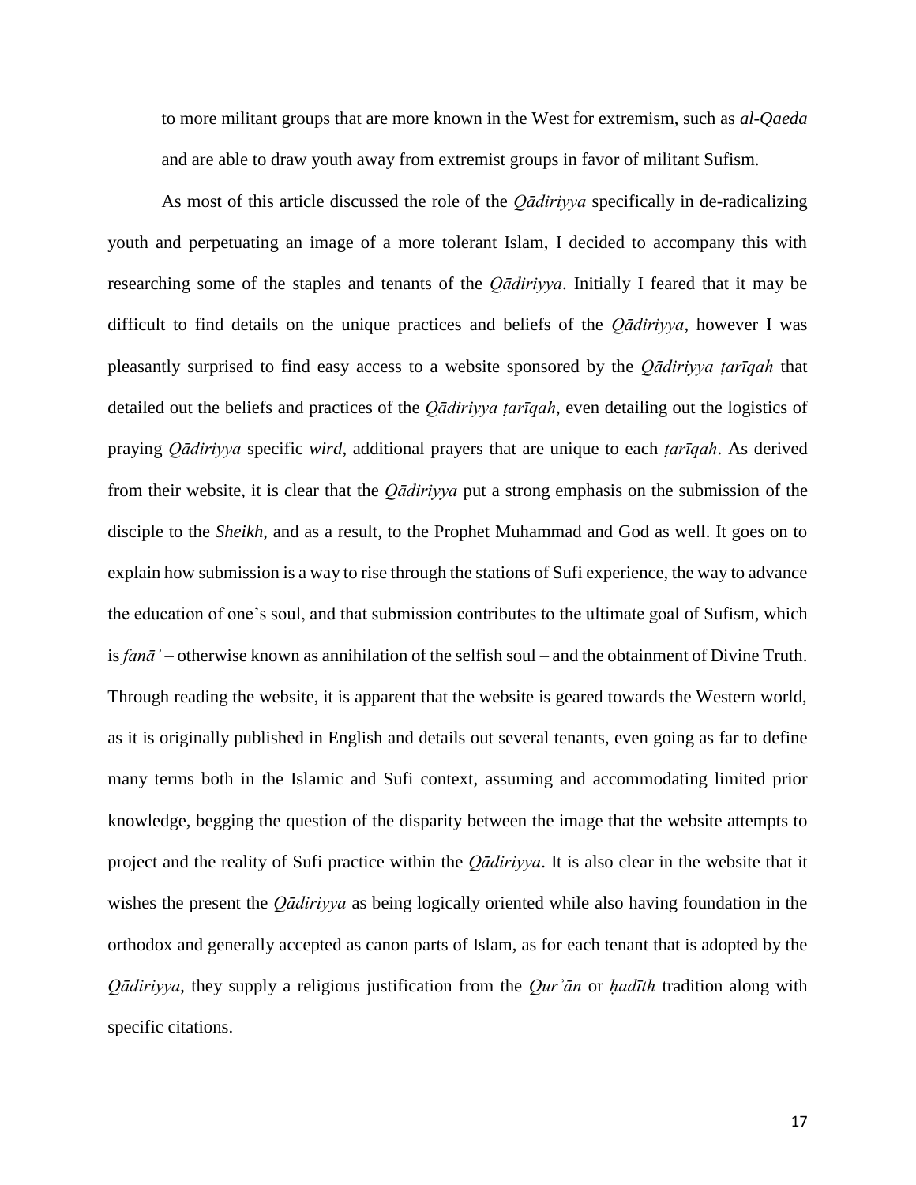to more militant groups that are more known in the West for extremism, such as *al-Qaeda* and are able to draw youth away from extremist groups in favor of militant Sufism.

As most of this article discussed the role of the *Qādiriyya* specifically in de-radicalizing youth and perpetuating an image of a more tolerant Islam, I decided to accompany this with researching some of the staples and tenants of the *Qādiriyya*. Initially I feared that it may be difficult to find details on the unique practices and beliefs of the *Qādiriyya*, however I was pleasantly surprised to find easy access to a website sponsored by the *Qādiriyya ṭarīqah* that detailed out the beliefs and practices of the *Qādiriyya ṭarīqah*, even detailing out the logistics of praying *Qādiriyya* specific *wird*, additional prayers that are unique to each *ṭarīqah*. As derived from their website, it is clear that the *Qādiriyya* put a strong emphasis on the submission of the disciple to the *Sheikh*, and as a result, to the Prophet Muhammad and God as well. It goes on to explain how submission is a way to rise through the stations of Sufi experience, the way to advance the education of one's soul, and that submission contributes to the ultimate goal of Sufism, which is *fanāʾ* – otherwise known as annihilation of the selfish soul – and the obtainment of Divine Truth. Through reading the website, it is apparent that the website is geared towards the Western world, as it is originally published in English and details out several tenants, even going as far to define many terms both in the Islamic and Sufi context, assuming and accommodating limited prior knowledge, begging the question of the disparity between the image that the website attempts to project and the reality of Sufi practice within the *Qādiriyya*. It is also clear in the website that it wishes the present the *Qādiriyya* as being logically oriented while also having foundation in the orthodox and generally accepted as canon parts of Islam, as for each tenant that is adopted by the *Qādiriyya*, they supply a religious justification from the *Qurʾān* or *ḥadīth* tradition along with specific citations.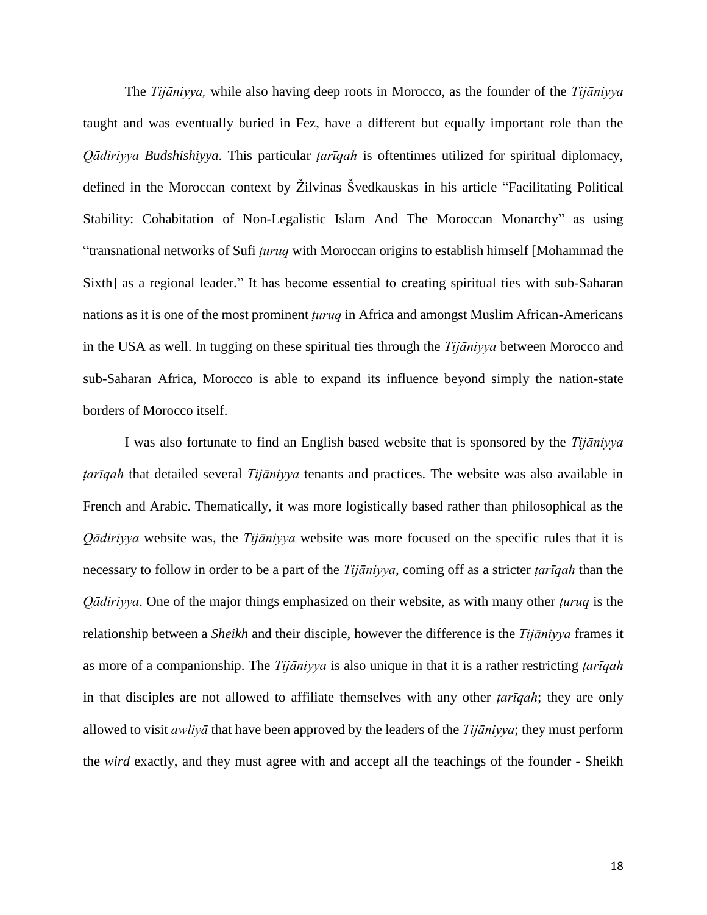The *Tijāniyya,* while also having deep roots in Morocco, as the founder of the *Tijāniyya* taught and was eventually buried in Fez, have a different but equally important role than the *Qādiriyya Budshishiyya*. This particular *ṭarīqah* is oftentimes utilized for spiritual diplomacy, defined in the Moroccan context by Žilvinas Švedkauskas in his article "Facilitating Political Stability: Cohabitation of Non-Legalistic Islam And The Moroccan Monarchy" as using "transnational networks of Sufi *ṭuruq* with Moroccan origins to establish himself [Mohammad the Sixth] as a regional leader." It has become essential to creating spiritual ties with sub-Saharan nations as it is one of the most prominent *ṭuruq* in Africa and amongst Muslim African-Americans in the USA as well. In tugging on these spiritual ties through the *Tijāniyya* between Morocco and sub-Saharan Africa, Morocco is able to expand its influence beyond simply the nation-state borders of Morocco itself.

I was also fortunate to find an English based website that is sponsored by the *Tijāniyya ṭarīqah* that detailed several *Tijāniyya* tenants and practices. The website was also available in French and Arabic. Thematically, it was more logistically based rather than philosophical as the *Qādiriyya* website was, the *Tijāniyya* website was more focused on the specific rules that it is necessary to follow in order to be a part of the *Tijāniyya*, coming off as a stricter *ṭarīqah* than the *Qādiriyya*. One of the major things emphasized on their website, as with many other *ṭuruq* is the relationship between a *Sheikh* and their disciple, however the difference is the *Tijāniyya* frames it as more of a companionship. The *Tijāniyya* is also unique in that it is a rather restricting *ṭarīqah* in that disciples are not allowed to affiliate themselves with any other *ṭarīqah*; they are only allowed to visit *awliyā* that have been approved by the leaders of the *Tijāniyya*; they must perform the *wird* exactly, and they must agree with and accept all the teachings of the founder - Sheikh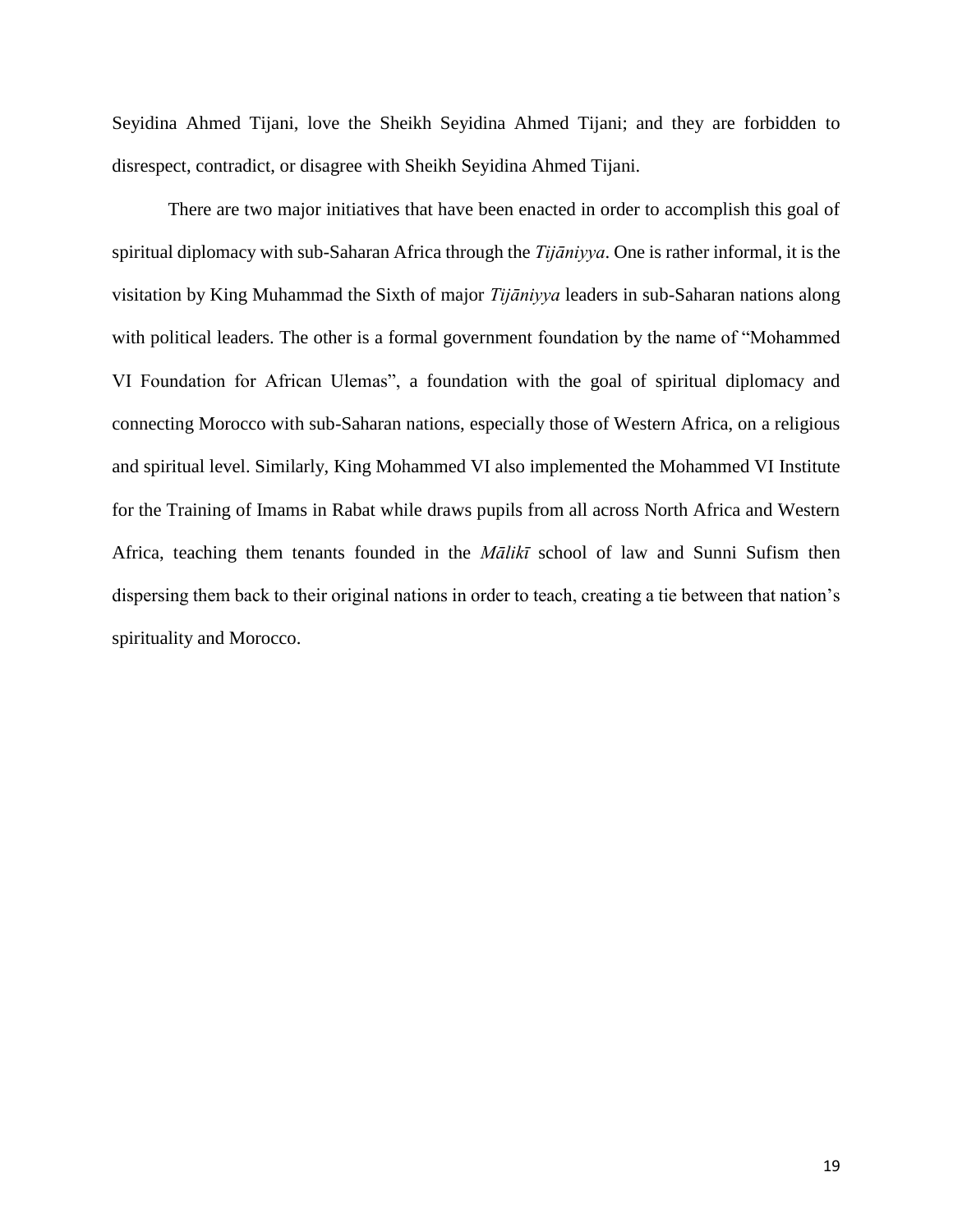Seyidina Ahmed Tijani, love the Sheikh Seyidina Ahmed Tijani; and they are forbidden to disrespect, contradict, or disagree with Sheikh Seyidina Ahmed Tijani.

There are two major initiatives that have been enacted in order to accomplish this goal of spiritual diplomacy with sub-Saharan Africa through the *Tijāniyya*. One is rather informal, it is the visitation by King Muhammad the Sixth of major *Tijāniyya* leaders in sub-Saharan nations along with political leaders. The other is a formal government foundation by the name of "Mohammed VI Foundation for African Ulemas", a foundation with the goal of spiritual diplomacy and connecting Morocco with sub-Saharan nations, especially those of Western Africa, on a religious and spiritual level. Similarly, King Mohammed VI also implemented the Mohammed VI Institute for the Training of Imams in Rabat while draws pupils from all across North Africa and Western Africa, teaching them tenants founded in the *Mālikī* school of law and Sunni Sufism then dispersing them back to their original nations in order to teach, creating a tie between that nation's spirituality and Morocco.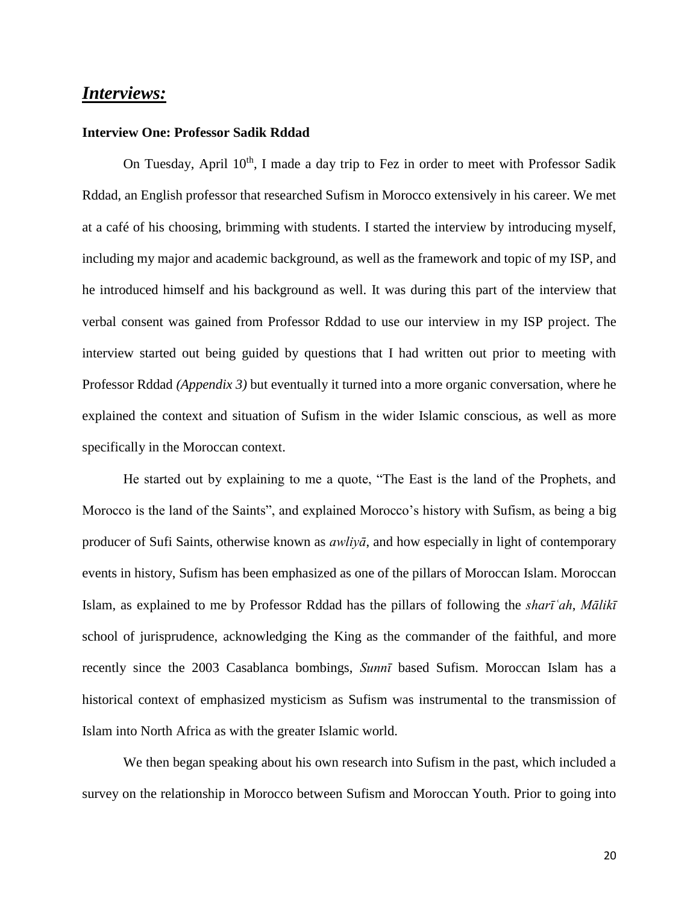## ***Interviews:***

### Interview One: Professor Sadik Rddad

On Tuesday, April 10th, I made a day trip to Fez in order to meet with Professor Sadik Rddad, an English professor that researched Sufism in Morocco extensively in his career. We met at a café of his choosing, brimming with students. I started the interview by introducing myself, including my major and academic background, as well as the framework and topic of my ISP, and he introduced himself and his background as well. It was during this part of the interview that verbal consent was gained from Professor Rddad to use our interview in my ISP project. The interview started out being guided by questions that I had written out prior to meeting with Professor Rddad *(Appendix 3)* but eventually it turned into a more organic conversation, where he explained the context and situation of Sufism in the wider Islamic conscious, as well as more specifically in the Moroccan context.

He started out by explaining to me a quote, "The East is the land of the Prophets, and Morocco is the land of the Saints", and explained Morocco's history with Sufism, as being a big producer of Sufi Saints, otherwise known as *awliyā*, and how especially in light of contemporary events in history, Sufism has been emphasized as one of the pillars of Moroccan Islam. Moroccan Islam, as explained to me by Professor Rddad has the pillars of following the *sharīʿah*, *Mālikī* school of jurisprudence, acknowledging the King as the commander of the faithful, and more recently since the 2003 Casablanca bombings, *Sunnī* based Sufism. Moroccan Islam has a historical context of emphasized mysticism as Sufism was instrumental to the transmission of Islam into North Africa as with the greater Islamic world.

We then began speaking about his own research into Sufism in the past, which included a survey on the relationship in Morocco between Sufism and Moroccan Youth. Prior to going into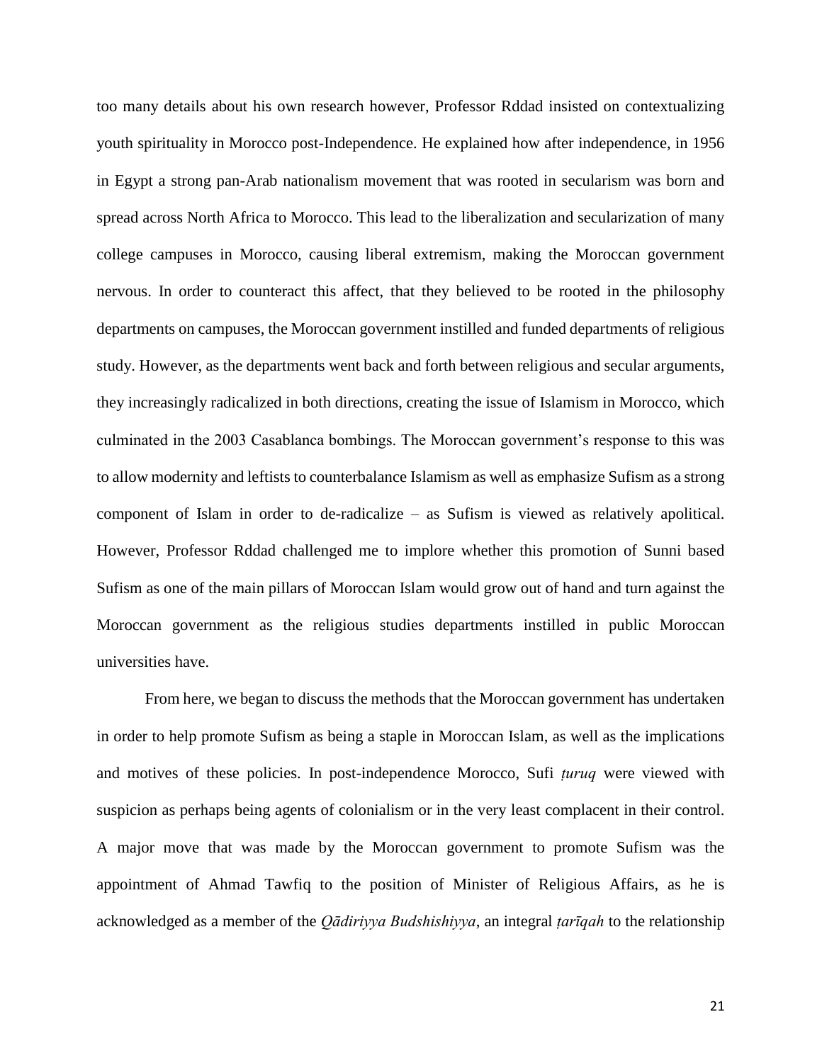too many details about his own research however, Professor Rddad insisted on contextualizing youth spirituality in Morocco post-Independence. He explained how after independence, in 1956 in Egypt a strong pan-Arab nationalism movement that was rooted in secularism was born and spread across North Africa to Morocco. This lead to the liberalization and secularization of many college campuses in Morocco, causing liberal extremism, making the Moroccan government nervous. In order to counteract this affect, that they believed to be rooted in the philosophy departments on campuses, the Moroccan government instilled and funded departments of religious study. However, as the departments went back and forth between religious and secular arguments, they increasingly radicalized in both directions, creating the issue of Islamism in Morocco, which culminated in the 2003 Casablanca bombings. The Moroccan government's response to this was to allow modernity and leftists to counterbalance Islamism as well as emphasize Sufism as a strong component of Islam in order to de-radicalize – as Sufism is viewed as relatively apolitical. However, Professor Rddad challenged me to implore whether this promotion of Sunni based Sufism as one of the main pillars of Moroccan Islam would grow out of hand and turn against the Moroccan government as the religious studies departments instilled in public Moroccan universities have.

From here, we began to discuss the methods that the Moroccan government has undertaken in order to help promote Sufism as being a staple in Moroccan Islam, as well as the implications and motives of these policies. In post-independence Morocco, Sufi *ṭuruq* were viewed with suspicion as perhaps being agents of colonialism or in the very least complacent in their control. A major move that was made by the Moroccan government to promote Sufism was the appointment of Ahmad Tawfiq to the position of Minister of Religious Affairs, as he is acknowledged as a member of the *Qādiriyya Budshishiyya*, an integral *ṭarīqah* to the relationship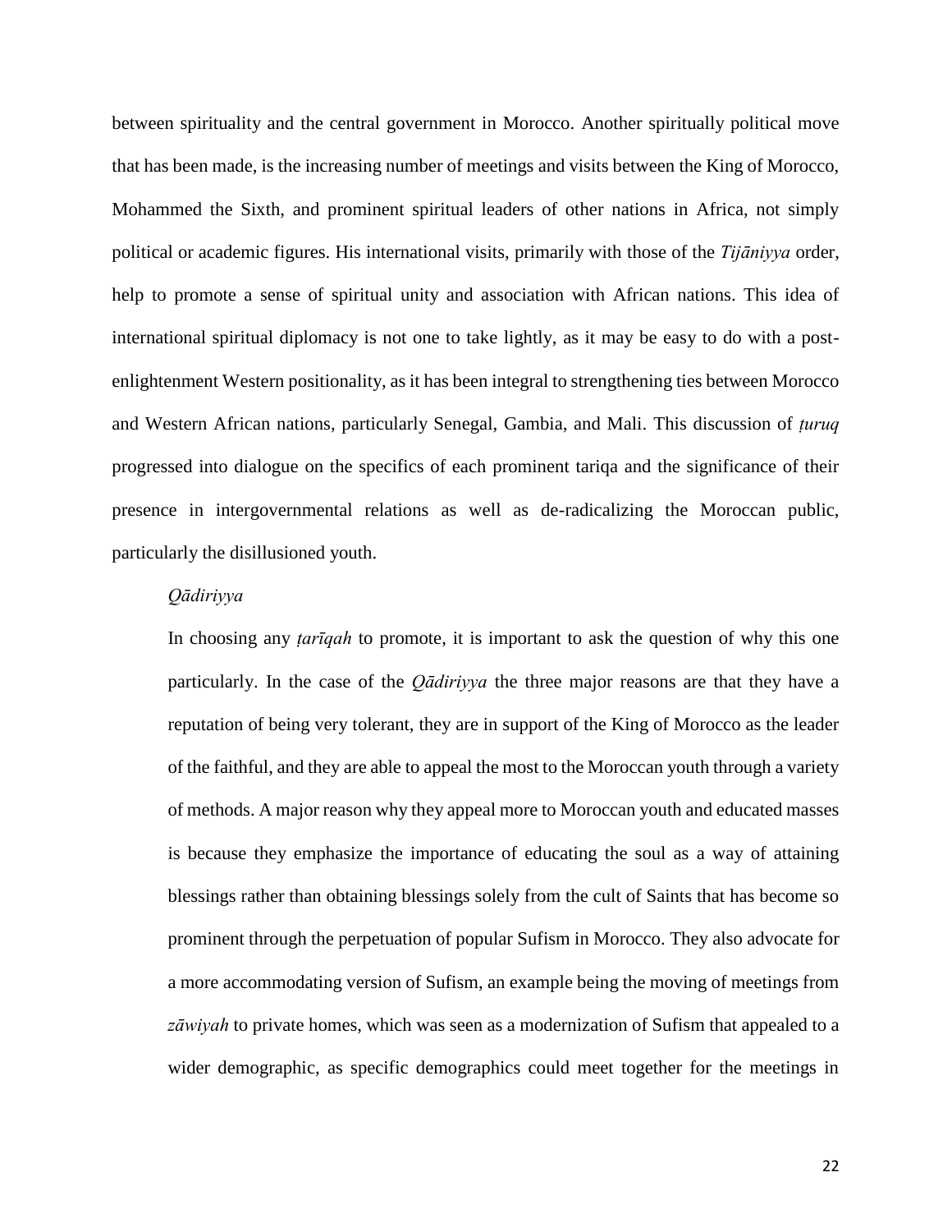between spirituality and the central government in Morocco. Another spiritually political move that has been made, is the increasing number of meetings and visits between the King of Morocco, Mohammed the Sixth, and prominent spiritual leaders of other nations in Africa, not simply political or academic figures. His international visits, primarily with those of the *Tijāniyya* order, help to promote a sense of spiritual unity and association with African nations. This idea of international spiritual diplomacy is not one to take lightly, as it may be easy to do with a post-enlightenment Western positionality, as it has been integral to strengthening ties between Morocco and Western African nations, particularly Senegal, Gambia, and Mali. This discussion of *ṭuruq* progressed into dialogue on the specifics of each prominent tariqa and the significance of their presence in intergovernmental relations as well as de-radicalizing the Moroccan public, particularly the disillusioned youth.

*Qādiriyya*

> In choosing any *ṭarīqah* to promote, it is important to ask the question of why this one particularly. In the case of the *Qādiriyya* the three major reasons are that they have a reputation of being very tolerant, they are in support of the King of Morocco as the leader of the faithful, and they are able to appeal the most to the Moroccan youth through a variety of methods. A major reason why they appeal more to Moroccan youth and educated masses is because they emphasize the importance of educating the soul as a way of attaining blessings rather than obtaining blessings solely from the cult of Saints that has become so prominent through the perpetuation of popular Sufism in Morocco. They also advocate for a more accommodating version of Sufism, an example being the moving of meetings from *zāwiyah* to private homes, which was seen as a modernization of Sufism that appealed to a wider demographic, as specific demographics could meet together for the meetings in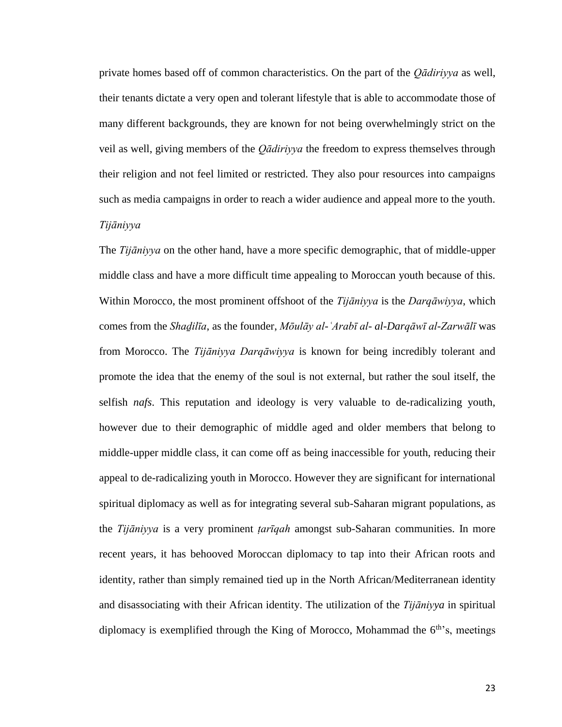private homes based off of common characteristics. On the part of the *Qādiriyya* as well, their tenants dictate a very open and tolerant lifestyle that is able to accommodate those of many different backgrounds, they are known for not being overwhelmingly strict on the veil as well, giving members of the *Qādiriyya* the freedom to express themselves through their religion and not feel limited or restricted. They also pour resources into campaigns such as media campaigns in order to reach a wider audience and appeal more to the youth.

### *Tijāniyya*

The *Tijāniyya* on the other hand, have a more specific demographic, that of middle-upper middle class and have a more difficult time appealing to Moroccan youth because of this. Within Morocco, the most prominent offshoot of the *Tijāniyya* is the *Darqāwiyya*, which comes from the *Shaḏilīa*, as the founder, *Mōulāy al-ʿArabī al- al-Darqāwī al-Zarwālī* was from Morocco. The *Tijāniyya Darqāwiyya* is known for being incredibly tolerant and promote the idea that the enemy of the soul is not external, but rather the soul itself, the selfish *nafs*. This reputation and ideology is very valuable to de-radicalizing youth, however due to their demographic of middle aged and older members that belong to middle-upper middle class, it can come off as being inaccessible for youth, reducing their appeal to de-radicalizing youth in Morocco. However they are significant for international spiritual diplomacy as well as for integrating several sub-Saharan migrant populations, as the *Tijāniyya* is a very prominent *ṭarīqah* amongst sub-Saharan communities. In more recent years, it has behooved Moroccan diplomacy to tap into their African roots and identity, rather than simply remained tied up in the North African/Mediterranean identity and disassociating with their African identity. The utilization of the *Tijāniyya* in spiritual diplomacy is exemplified through the King of Morocco, Mohammad the 6th's, meetings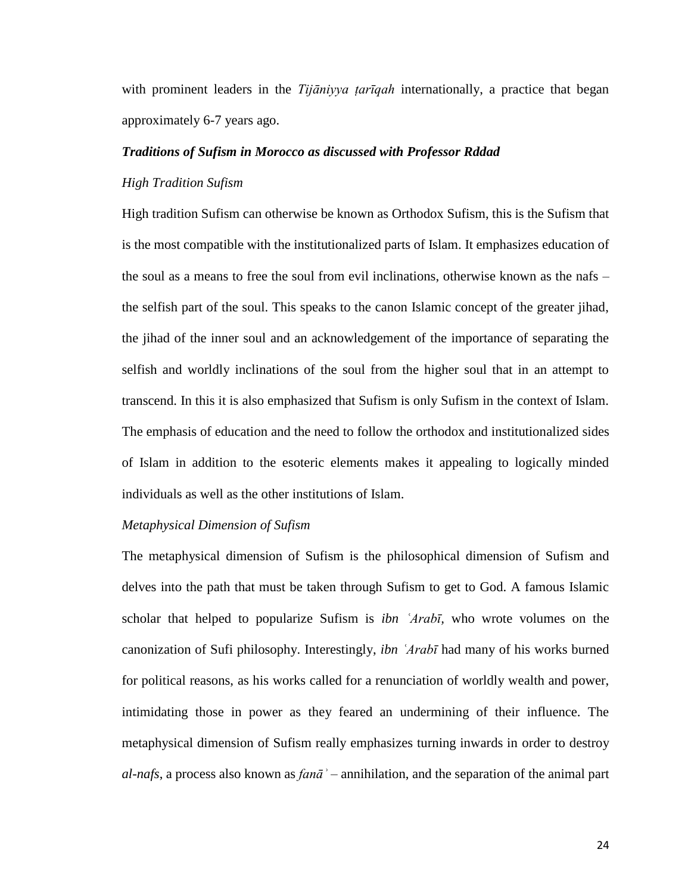with prominent leaders in the *Tijāniyya ṭarīqah* internationally, a practice that began approximately 6-7 years ago.

***Traditions of Sufism in Morocco as discussed with Professor Rddad***

*High Tradition Sufism*

High tradition Sufism can otherwise be known as Orthodox Sufism, this is the Sufism that is the most compatible with the institutionalized parts of Islam. It emphasizes education of the soul as a means to free the soul from evil inclinations, otherwise known as the nafs – the selfish part of the soul. This speaks to the canon Islamic concept of the greater jihad, the jihad of the inner soul and an acknowledgement of the importance of separating the selfish and worldly inclinations of the soul from the higher soul that in an attempt to transcend. In this it is also emphasized that Sufism is only Sufism in the context of Islam. The emphasis of education and the need to follow the orthodox and institutionalized sides of Islam in addition to the esoteric elements makes it appealing to logically minded individuals as well as the other institutions of Islam.

*Metaphysical Dimension of Sufism*

The metaphysical dimension of Sufism is the philosophical dimension of Sufism and delves into the path that must be taken through Sufism to get to God. A famous Islamic scholar that helped to popularize Sufism is *ibn ʿArabī*, who wrote volumes on the canonization of Sufi philosophy. Interestingly, *ibn ʿArabī* had many of his works burned for political reasons, as his works called for a renunciation of worldly wealth and power, intimidating those in power as they feared an undermining of their influence. The metaphysical dimension of Sufism really emphasizes turning inwards in order to destroy *al-nafs*, a process also known as *fanāʾ* – annihilation, and the separation of the animal part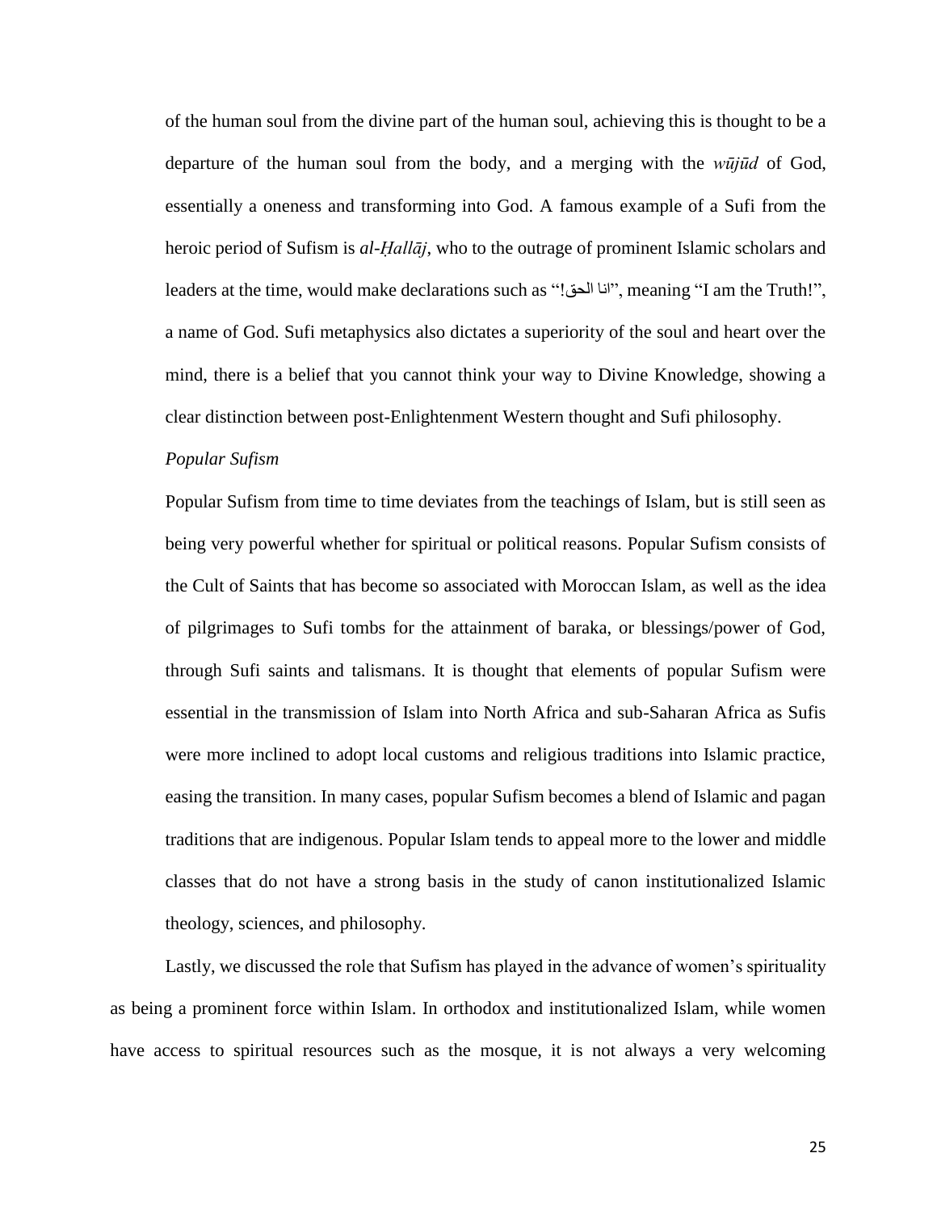of the human soul from the divine part of the human soul, achieving this is thought to be a departure of the human soul from the body, and a merging with the *wūjūd* of God, essentially a oneness and transforming into God. A famous example of a Sufi from the heroic period of Sufism is *al-Ḥallāj*, who to the outrage of prominent Islamic scholars and leaders at the time, would make declarations such as "انا الحق!", meaning "I am the Truth!", a name of God. Sufi metaphysics also dictates a superiority of the soul and heart over the mind, there is a belief that you cannot think your way to Divine Knowledge, showing a clear distinction between post-Enlightenment Western thought and Sufi philosophy.

*Popular Sufism*

Popular Sufism from time to time deviates from the teachings of Islam, but is still seen as being very powerful whether for spiritual or political reasons. Popular Sufism consists of the Cult of Saints that has become so associated with Moroccan Islam, as well as the idea of pilgrimages to Sufi tombs for the attainment of baraka, or blessings/power of God, through Sufi saints and talismans. It is thought that elements of popular Sufism were essential in the transmission of Islam into North Africa and sub-Saharan Africa as Sufis were more inclined to adopt local customs and religious traditions into Islamic practice, easing the transition. In many cases, popular Sufism becomes a blend of Islamic and pagan traditions that are indigenous. Popular Islam tends to appeal more to the lower and middle classes that do not have a strong basis in the study of canon institutionalized Islamic theology, sciences, and philosophy.

Lastly, we discussed the role that Sufism has played in the advance of women's spirituality as being a prominent force within Islam. In orthodox and institutionalized Islam, while women have access to spiritual resources such as the mosque, it is not always a very welcoming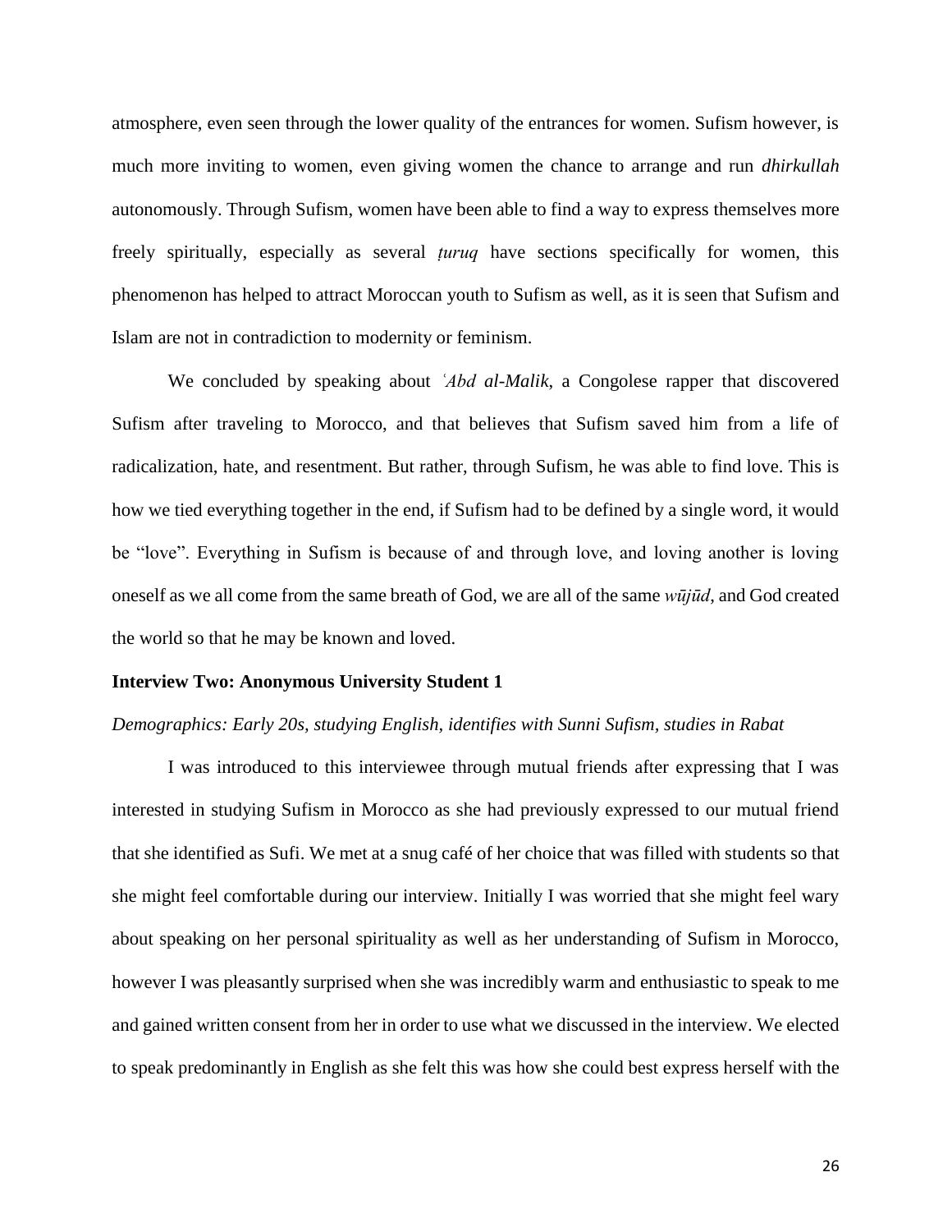atmosphere, even seen through the lower quality of the entrances for women. Sufism however, is much more inviting to women, even giving women the chance to arrange and run *dhirkullah* autonomously. Through Sufism, women have been able to find a way to express themselves more freely spiritually, especially as several *ṭuruq* have sections specifically for women, this phenomenon has helped to attract Moroccan youth to Sufism as well, as it is seen that Sufism and Islam are not in contradiction to modernity or feminism.

We concluded by speaking about *ʿAbd al-Malik*, a Congolese rapper that discovered Sufism after traveling to Morocco, and that believes that Sufism saved him from a life of radicalization, hate, and resentment. But rather, through Sufism, he was able to find love. This is how we tied everything together in the end, if Sufism had to be defined by a single word, it would be "love". Everything in Sufism is because of and through love, and loving another is loving oneself as we all come from the same breath of God, we are all of the same *wūjūd*, and God created the world so that he may be known and loved.

**Interview Two: Anonymous University Student 1**

*Demographics: Early 20s, studying English, identifies with Sunni Sufism, studies in Rabat*

I was introduced to this interviewee through mutual friends after expressing that I was interested in studying Sufism in Morocco as she had previously expressed to our mutual friend that she identified as Sufi. We met at a snug café of her choice that was filled with students so that she might feel comfortable during our interview. Initially I was worried that she might feel wary about speaking on her personal spirituality as well as her understanding of Sufism in Morocco, however I was pleasantly surprised when she was incredibly warm and enthusiastic to speak to me and gained written consent from her in order to use what we discussed in the interview. We elected to speak predominantly in English as she felt this was how she could best express herself with the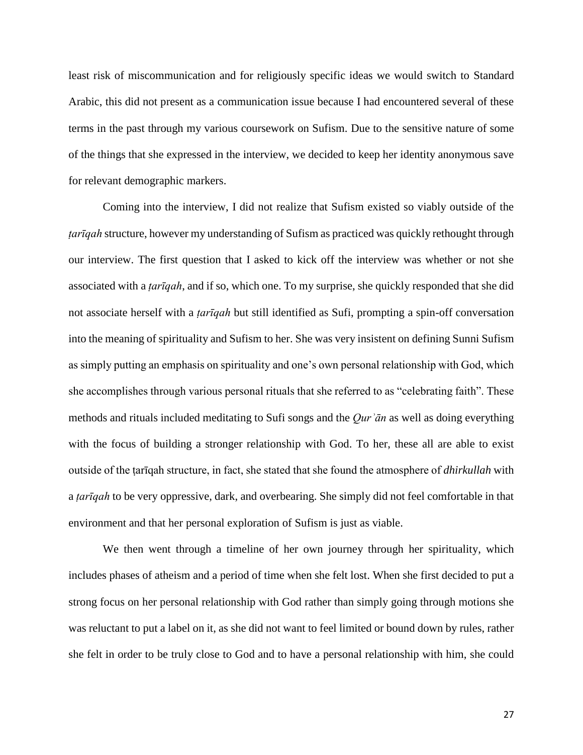least risk of miscommunication and for religiously specific ideas we would switch to Standard Arabic, this did not present as a communication issue because I had encountered several of these terms in the past through my various coursework on Sufism. Due to the sensitive nature of some of the things that she expressed in the interview, we decided to keep her identity anonymous save for relevant demographic markers.

Coming into the interview, I did not realize that Sufism existed so viably outside of the *ṭarīqah* structure, however my understanding of Sufism as practiced was quickly rethought through our interview. The first question that I asked to kick off the interview was whether or not she associated with a *ṭarīqah*, and if so, which one. To my surprise, she quickly responded that she did not associate herself with a *ṭarīqah* but still identified as Sufi, prompting a spin-off conversation into the meaning of spirituality and Sufism to her. She was very insistent on defining Sunni Sufism as simply putting an emphasis on spirituality and one's own personal relationship with God, which she accomplishes through various personal rituals that she referred to as "celebrating faith". These methods and rituals included meditating to Sufi songs and the *Qurʾān* as well as doing everything with the focus of building a stronger relationship with God. To her, these all are able to exist outside of the ṭarīqah structure, in fact, she stated that she found the atmosphere of *dhirkullah* with a *ṭarīqah* to be very oppressive, dark, and overbearing. She simply did not feel comfortable in that environment and that her personal exploration of Sufism is just as viable.

We then went through a timeline of her own journey through her spirituality, which includes phases of atheism and a period of time when she felt lost. When she first decided to put a strong focus on her personal relationship with God rather than simply going through motions she was reluctant to put a label on it, as she did not want to feel limited or bound down by rules, rather she felt in order to be truly close to God and to have a personal relationship with him, she could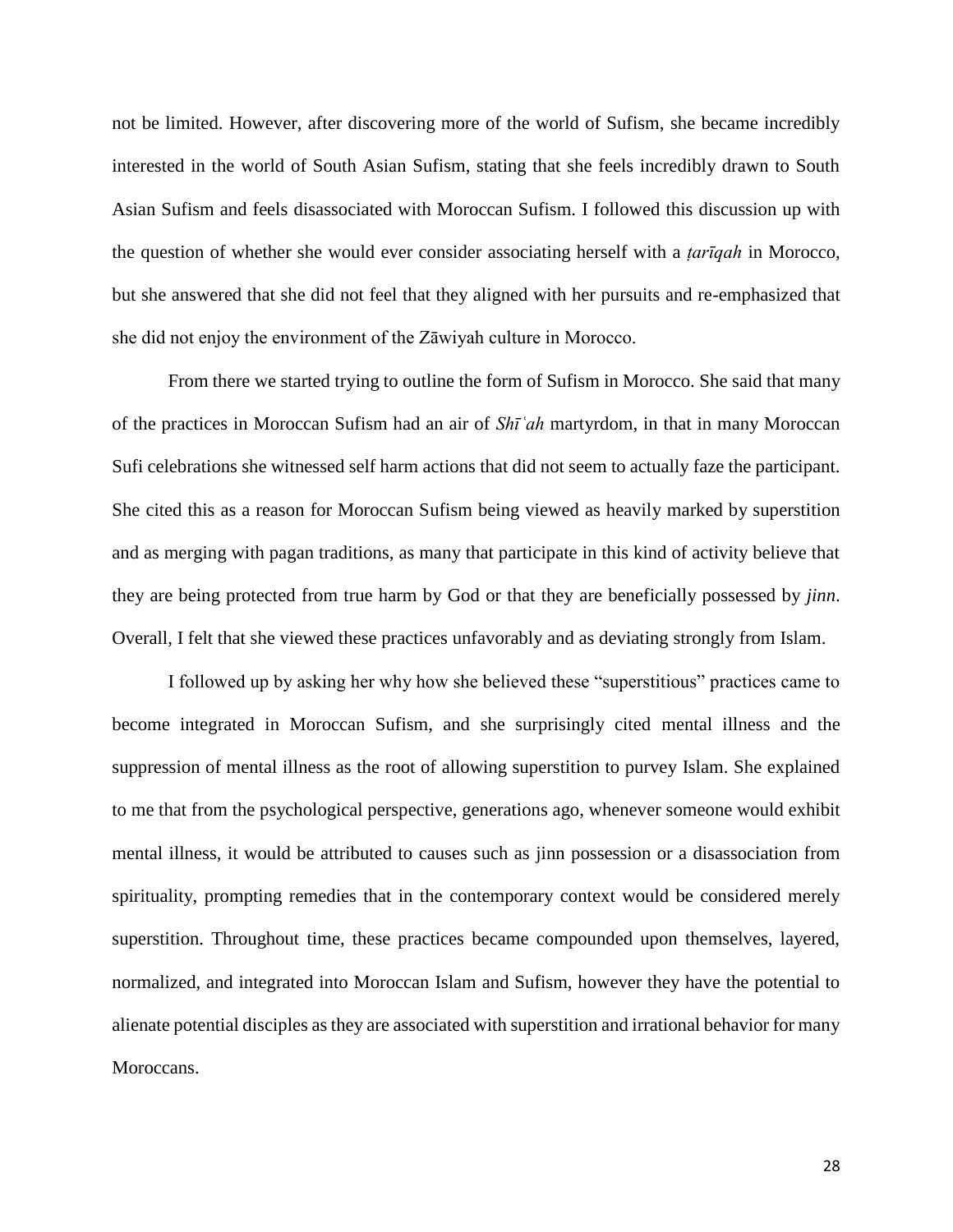not be limited. However, after discovering more of the world of Sufism, she became incredibly interested in the world of South Asian Sufism, stating that she feels incredibly drawn to South Asian Sufism and feels disassociated with Moroccan Sufism. I followed this discussion up with the question of whether she would ever consider associating herself with a *ṭarīqah* in Morocco, but she answered that she did not feel that they aligned with her pursuits and re-emphasized that she did not enjoy the environment of the Zāwiyah culture in Morocco.

From there we started trying to outline the form of Sufism in Morocco. She said that many of the practices in Moroccan Sufism had an air of *Shīʿah* martyrdom, in that in many Moroccan Sufi celebrations she witnessed self harm actions that did not seem to actually faze the participant. She cited this as a reason for Moroccan Sufism being viewed as heavily marked by superstition and as merging with pagan traditions, as many that participate in this kind of activity believe that they are being protected from true harm by God or that they are beneficially possessed by *jinn*. Overall, I felt that she viewed these practices unfavorably and as deviating strongly from Islam.

I followed up by asking her why how she believed these "superstitious" practices came to become integrated in Moroccan Sufism, and she surprisingly cited mental illness and the suppression of mental illness as the root of allowing superstition to purvey Islam. She explained to me that from the psychological perspective, generations ago, whenever someone would exhibit mental illness, it would be attributed to causes such as jinn possession or a disassociation from spirituality, prompting remedies that in the contemporary context would be considered merely superstition. Throughout time, these practices became compounded upon themselves, layered, normalized, and integrated into Moroccan Islam and Sufism, however they have the potential to alienate potential disciples as they are associated with superstition and irrational behavior for many Moroccans.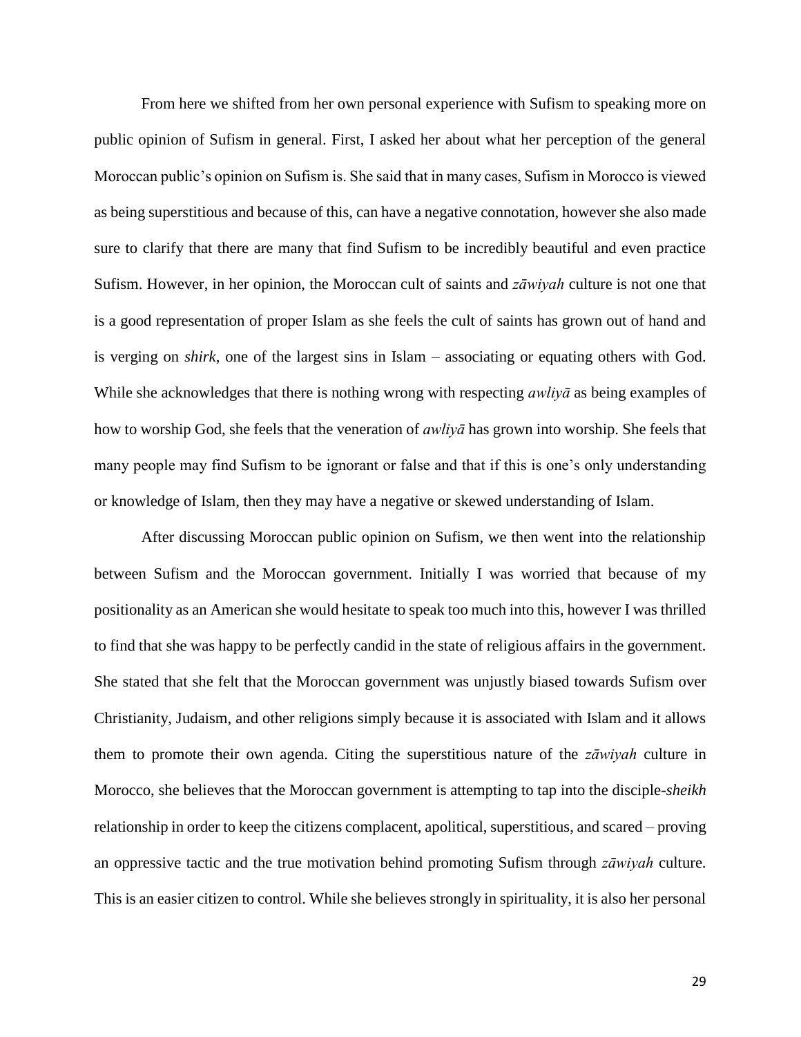From here we shifted from her own personal experience with Sufism to speaking more on public opinion of Sufism in general. First, I asked her about what her perception of the general Moroccan public's opinion on Sufism is. She said that in many cases, Sufism in Morocco is viewed as being superstitious and because of this, can have a negative connotation, however she also made sure to clarify that there are many that find Sufism to be incredibly beautiful and even practice Sufism. However, in her opinion, the Moroccan cult of saints and *zāwiyah* culture is not one that is a good representation of proper Islam as she feels the cult of saints has grown out of hand and is verging on *shirk*, one of the largest sins in Islam – associating or equating others with God. While she acknowledges that there is nothing wrong with respecting *awliyā* as being examples of how to worship God, she feels that the veneration of *awliyā* has grown into worship. She feels that many people may find Sufism to be ignorant or false and that if this is one's only understanding or knowledge of Islam, then they may have a negative or skewed understanding of Islam.

After discussing Moroccan public opinion on Sufism, we then went into the relationship between Sufism and the Moroccan government. Initially I was worried that because of my positionality as an American she would hesitate to speak too much into this, however I was thrilled to find that she was happy to be perfectly candid in the state of religious affairs in the government. She stated that she felt that the Moroccan government was unjustly biased towards Sufism over Christianity, Judaism, and other religions simply because it is associated with Islam and it allows them to promote their own agenda. Citing the superstitious nature of the *zāwiyah* culture in Morocco, she believes that the Moroccan government is attempting to tap into the disciple-*sheikh* relationship in order to keep the citizens complacent, apolitical, superstitious, and scared – proving an oppressive tactic and the true motivation behind promoting Sufism through *zāwiyah* culture. This is an easier citizen to control. While she believes strongly in spirituality, it is also her personal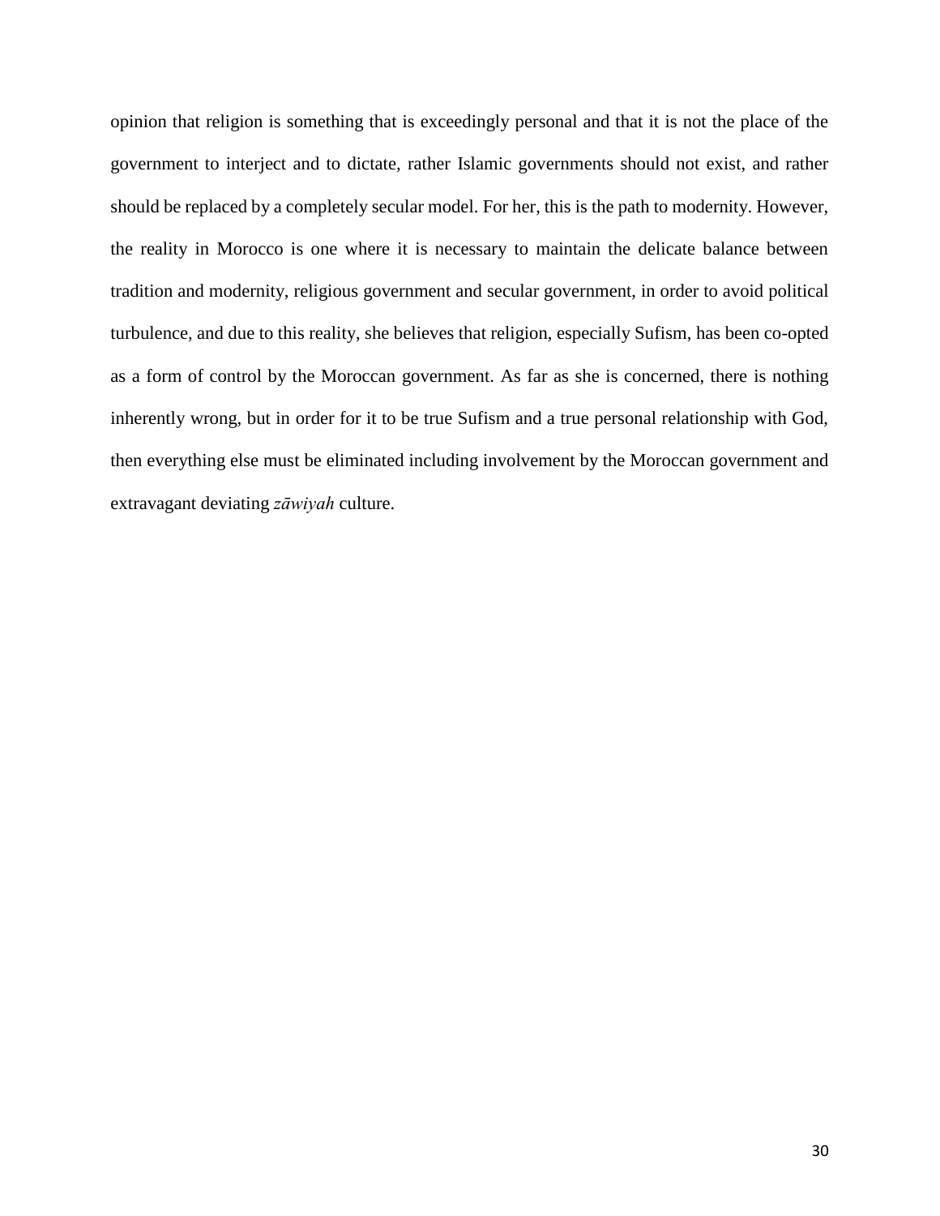opinion that religion is something that is exceedingly personal and that it is not the place of the government to interject and to dictate, rather Islamic governments should not exist, and rather should be replaced by a completely secular model. For her, this is the path to modernity. However, the reality in Morocco is one where it is necessary to maintain the delicate balance between tradition and modernity, religious government and secular government, in order to avoid political turbulence, and due to this reality, she believes that religion, especially Sufism, has been co-opted as a form of control by the Moroccan government. As far as she is concerned, there is nothing inherently wrong, but in order for it to be true Sufism and a true personal relationship with God, then everything else must be eliminated including involvement by the Moroccan government and extravagant deviating *zāwiyah* culture.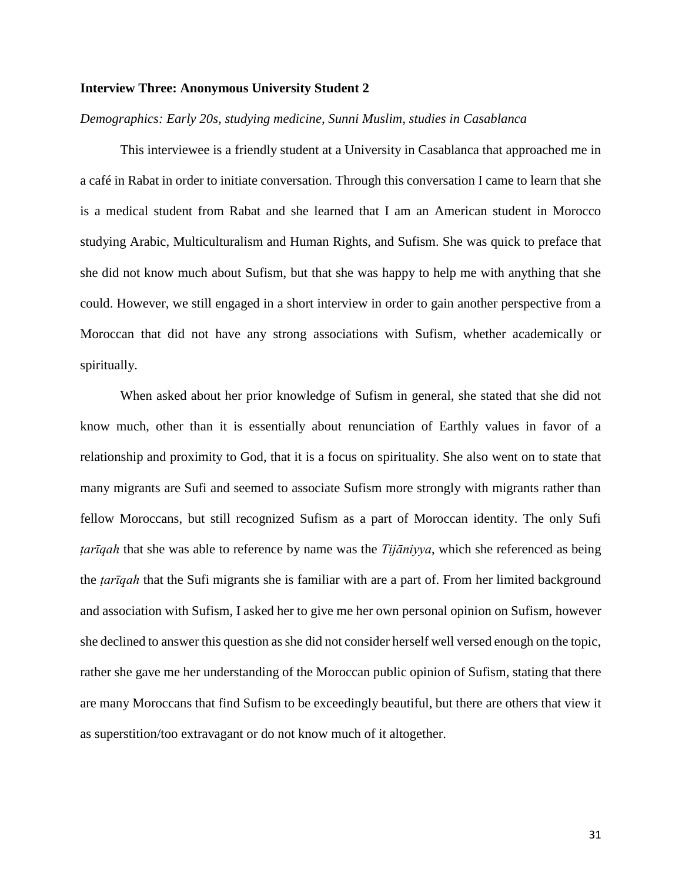**Interview Three: Anonymous University Student 2**

*Demographics: Early 20s, studying medicine, Sunni Muslim, studies in Casablanca*

This interviewee is a friendly student at a University in Casablanca that approached me in a café in Rabat in order to initiate conversation. Through this conversation I came to learn that she is a medical student from Rabat and she learned that I am an American student in Morocco studying Arabic, Multiculturalism and Human Rights, and Sufism. She was quick to preface that she did not know much about Sufism, but that she was happy to help me with anything that she could. However, we still engaged in a short interview in order to gain another perspective from a Moroccan that did not have any strong associations with Sufism, whether academically or spiritually.

When asked about her prior knowledge of Sufism in general, she stated that she did not know much, other than it is essentially about renunciation of Earthly values in favor of a relationship and proximity to God, that it is a focus on spirituality. She also went on to state that many migrants are Sufi and seemed to associate Sufism more strongly with migrants rather than fellow Moroccans, but still recognized Sufism as a part of Moroccan identity. The only Sufi *ṭarīqah* that she was able to reference by name was the *Tijāniyya*, which she referenced as being the *ṭarīqah* that the Sufi migrants she is familiar with are a part of. From her limited background and association with Sufism, I asked her to give me her own personal opinion on Sufism, however she declined to answer this question as she did not consider herself well versed enough on the topic, rather she gave me her understanding of the Moroccan public opinion of Sufism, stating that there are many Moroccans that find Sufism to be exceedingly beautiful, but there are others that view it as superstition/too extravagant or do not know much of it altogether.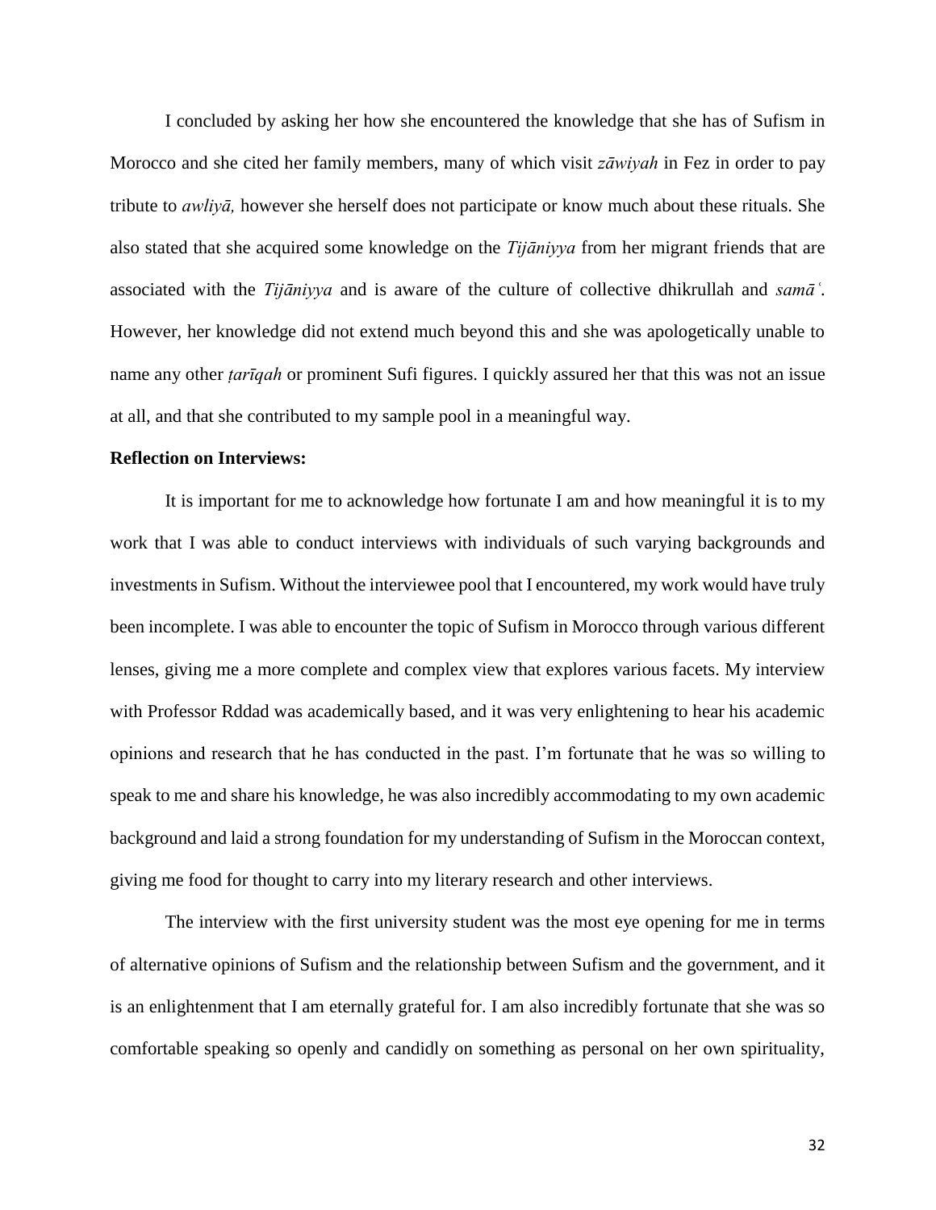I concluded by asking her how she encountered the knowledge that she has of Sufism in Morocco and she cited her family members, many of which visit *zāwiyah* in Fez in order to pay tribute to *awliyā,* however she herself does not participate or know much about these rituals. She also stated that she acquired some knowledge on the *Tijāniyya* from her migrant friends that are associated with the *Tijāniyya* and is aware of the culture of collective dhikrullah and *samāʿ*. However, her knowledge did not extend much beyond this and she was apologetically unable to name any other *ṭarīqah* or prominent Sufi figures. I quickly assured her that this was not an issue at all, and that she contributed to my sample pool in a meaningful way.

**Reflection on Interviews:**

It is important for me to acknowledge how fortunate I am and how meaningful it is to my work that I was able to conduct interviews with individuals of such varying backgrounds and investments in Sufism. Without the interviewee pool that I encountered, my work would have truly been incomplete. I was able to encounter the topic of Sufism in Morocco through various different lenses, giving me a more complete and complex view that explores various facets. My interview with Professor Rddad was academically based, and it was very enlightening to hear his academic opinions and research that he has conducted in the past. I'm fortunate that he was so willing to speak to me and share his knowledge, he was also incredibly accommodating to my own academic background and laid a strong foundation for my understanding of Sufism in the Moroccan context, giving me food for thought to carry into my literary research and other interviews.

The interview with the first university student was the most eye opening for me in terms of alternative opinions of Sufism and the relationship between Sufism and the government, and it is an enlightenment that I am eternally grateful for. I am also incredibly fortunate that she was so comfortable speaking so openly and candidly on something as personal on her own spirituality,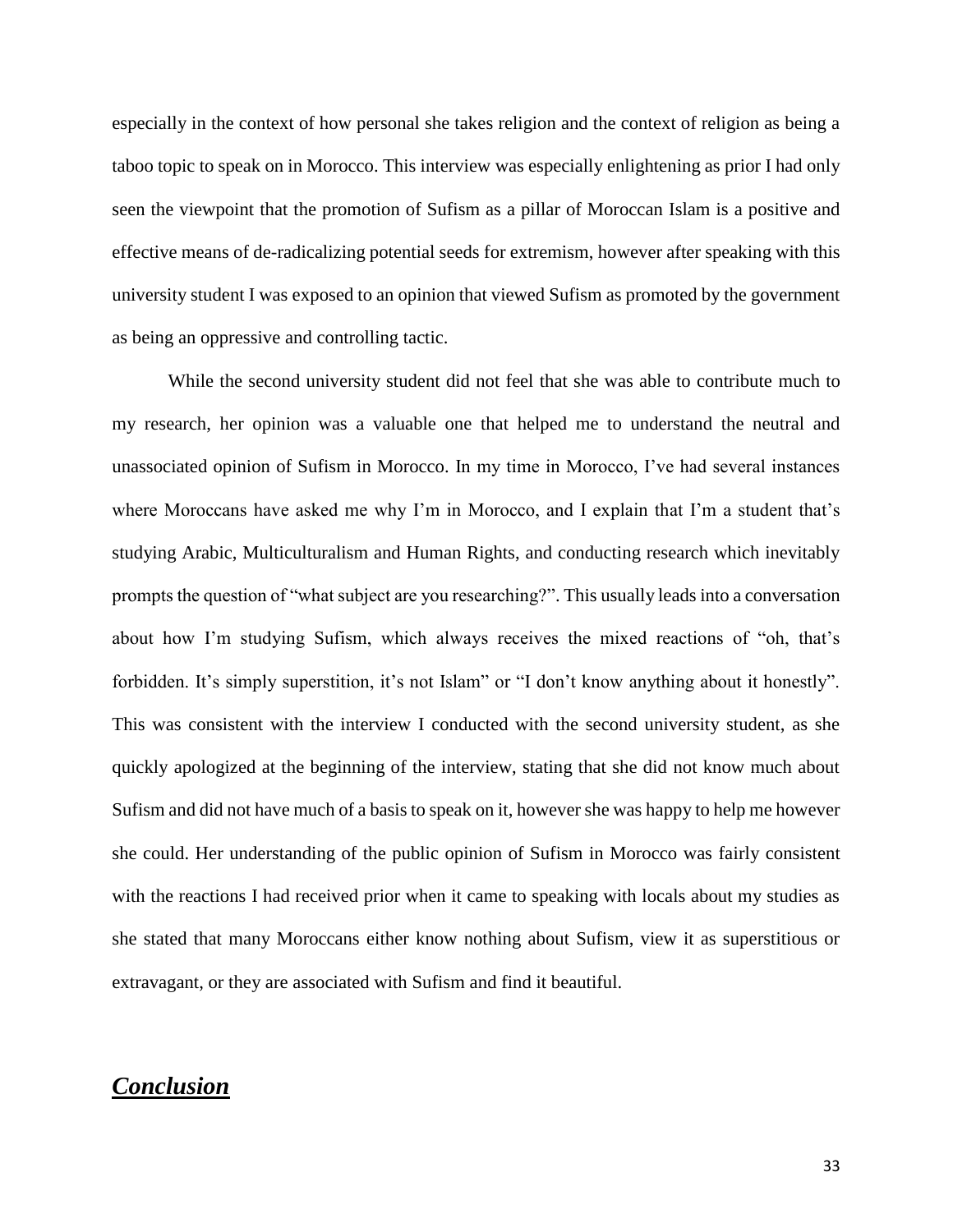especially in the context of how personal she takes religion and the context of religion as being a taboo topic to speak on in Morocco. This interview was especially enlightening as prior I had only seen the viewpoint that the promotion of Sufism as a pillar of Moroccan Islam is a positive and effective means of de-radicalizing potential seeds for extremism, however after speaking with this university student I was exposed to an opinion that viewed Sufism as promoted by the government as being an oppressive and controlling tactic.

While the second university student did not feel that she was able to contribute much to my research, her opinion was a valuable one that helped me to understand the neutral and unassociated opinion of Sufism in Morocco. In my time in Morocco, I've had several instances where Moroccans have asked me why I'm in Morocco, and I explain that I'm a student that's studying Arabic, Multiculturalism and Human Rights, and conducting research which inevitably prompts the question of "what subject are you researching?". This usually leads into a conversation about how I'm studying Sufism, which always receives the mixed reactions of "oh, that's forbidden. It's simply superstition, it's not Islam" or "I don't know anything about it honestly". This was consistent with the interview I conducted with the second university student, as she quickly apologized at the beginning of the interview, stating that she did not know much about Sufism and did not have much of a basis to speak on it, however she was happy to help me however she could. Her understanding of the public opinion of Sufism in Morocco was fairly consistent with the reactions I had received prior when it came to speaking with locals about my studies as she stated that many Moroccans either know nothing about Sufism, view it as superstitious or extravagant, or they are associated with Sufism and find it beautiful.

## ***Conclusion***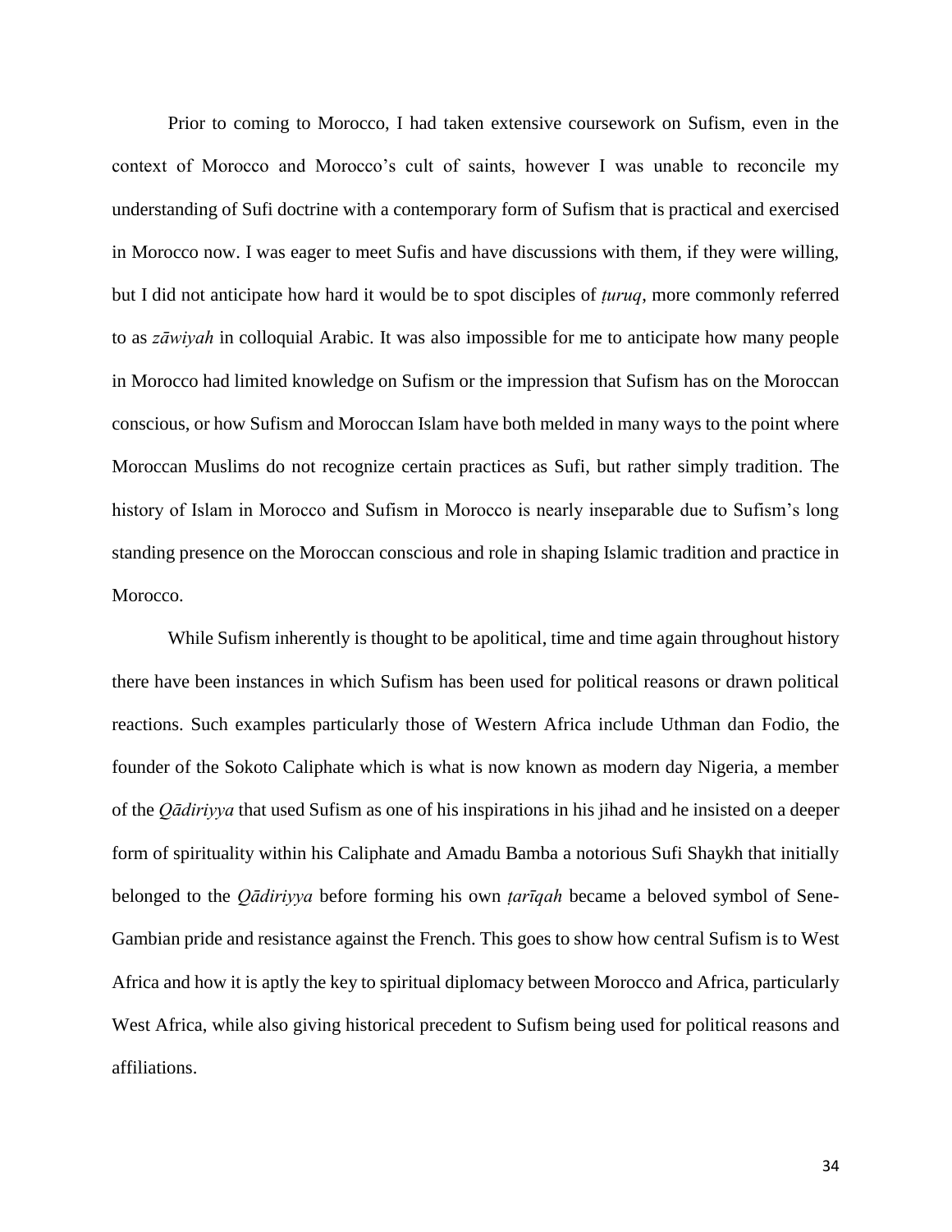Prior to coming to Morocco, I had taken extensive coursework on Sufism, even in the context of Morocco and Morocco's cult of saints, however I was unable to reconcile my understanding of Sufi doctrine with a contemporary form of Sufism that is practical and exercised in Morocco now. I was eager to meet Sufis and have discussions with them, if they were willing, but I did not anticipate how hard it would be to spot disciples of *ṭuruq*, more commonly referred to as *zāwiyah* in colloquial Arabic. It was also impossible for me to anticipate how many people in Morocco had limited knowledge on Sufism or the impression that Sufism has on the Moroccan conscious, or how Sufism and Moroccan Islam have both melded in many ways to the point where Moroccan Muslims do not recognize certain practices as Sufi, but rather simply tradition. The history of Islam in Morocco and Sufism in Morocco is nearly inseparable due to Sufism's long standing presence on the Moroccan conscious and role in shaping Islamic tradition and practice in Morocco.

While Sufism inherently is thought to be apolitical, time and time again throughout history there have been instances in which Sufism has been used for political reasons or drawn political reactions. Such examples particularly those of Western Africa include Uthman dan Fodio, the founder of the Sokoto Caliphate which is what is now known as modern day Nigeria, a member of the *Qādiriyya* that used Sufism as one of his inspirations in his jihad and he insisted on a deeper form of spirituality within his Caliphate and Amadu Bamba a notorious Sufi Shaykh that initially belonged to the *Qādiriyya* before forming his own *ṭarīqah* became a beloved symbol of Sene-Gambian pride and resistance against the French. This goes to show how central Sufism is to West Africa and how it is aptly the key to spiritual diplomacy between Morocco and Africa, particularly West Africa, while also giving historical precedent to Sufism being used for political reasons and affiliations.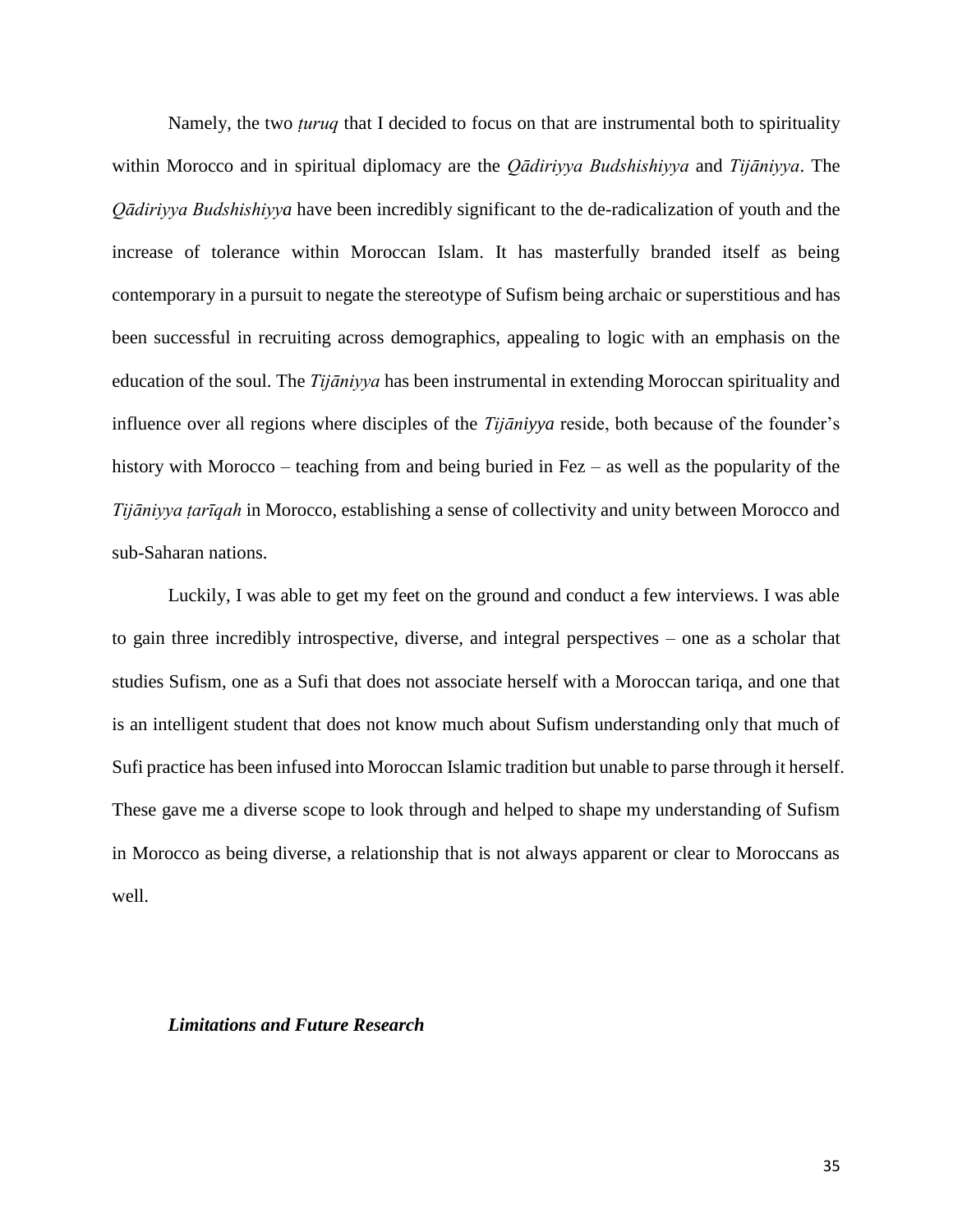Namely, the two *ṭuruq* that I decided to focus on that are instrumental both to spirituality within Morocco and in spiritual diplomacy are the *Qādiriyya Budshishiyya* and *Tijāniyya*. The *Qādiriyya Budshishiyya* have been incredibly significant to the de-radicalization of youth and the increase of tolerance within Moroccan Islam. It has masterfully branded itself as being contemporary in a pursuit to negate the stereotype of Sufism being archaic or superstitious and has been successful in recruiting across demographics, appealing to logic with an emphasis on the education of the soul. The *Tijāniyya* has been instrumental in extending Moroccan spirituality and influence over all regions where disciples of the *Tijāniyya* reside, both because of the founder's history with Morocco – teaching from and being buried in Fez – as well as the popularity of the *Tijāniyya ṭarīqah* in Morocco, establishing a sense of collectivity and unity between Morocco and sub-Saharan nations.

Luckily, I was able to get my feet on the ground and conduct a few interviews. I was able to gain three incredibly introspective, diverse, and integral perspectives – one as a scholar that studies Sufism, one as a Sufi that does not associate herself with a Moroccan tariqa, and one that is an intelligent student that does not know much about Sufism understanding only that much of Sufi practice has been infused into Moroccan Islamic tradition but unable to parse through it herself. These gave me a diverse scope to look through and helped to shape my understanding of Sufism in Morocco as being diverse, a relationship that is not always apparent or clear to Moroccans as well.

### *Limitations and Future Research*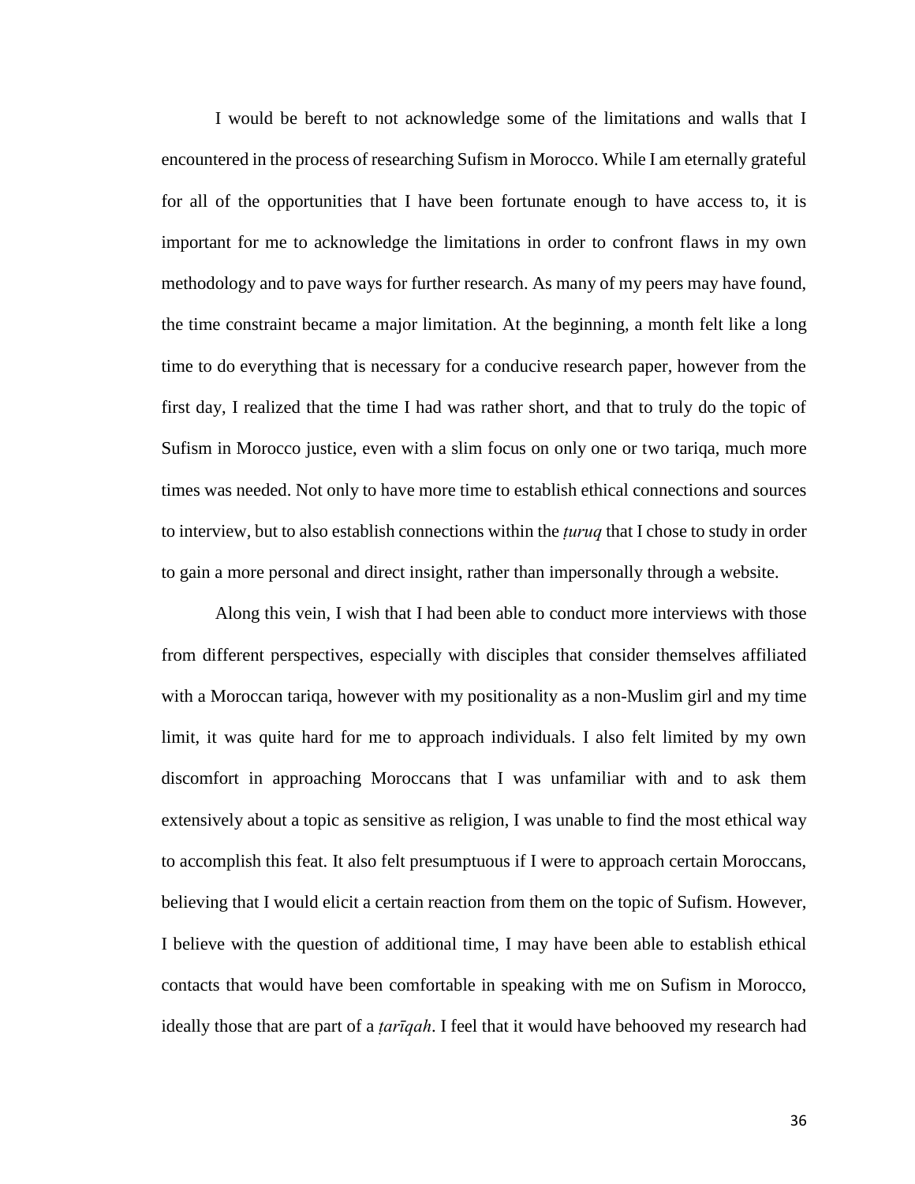I would be bereft to not acknowledge some of the limitations and walls that I encountered in the process of researching Sufism in Morocco. While I am eternally grateful for all of the opportunities that I have been fortunate enough to have access to, it is important for me to acknowledge the limitations in order to confront flaws in my own methodology and to pave ways for further research. As many of my peers may have found, the time constraint became a major limitation. At the beginning, a month felt like a long time to do everything that is necessary for a conducive research paper, however from the first day, I realized that the time I had was rather short, and that to truly do the topic of Sufism in Morocco justice, even with a slim focus on only one or two tariqa, much more times was needed. Not only to have more time to establish ethical connections and sources to interview, but to also establish connections within the *ṭuruq* that I chose to study in order to gain a more personal and direct insight, rather than impersonally through a website.

Along this vein, I wish that I had been able to conduct more interviews with those from different perspectives, especially with disciples that consider themselves affiliated with a Moroccan tariqa, however with my positionality as a non-Muslim girl and my time limit, it was quite hard for me to approach individuals. I also felt limited by my own discomfort in approaching Moroccans that I was unfamiliar with and to ask them extensively about a topic as sensitive as religion, I was unable to find the most ethical way to accomplish this feat. It also felt presumptuous if I were to approach certain Moroccans, believing that I would elicit a certain reaction from them on the topic of Sufism. However, I believe with the question of additional time, I may have been able to establish ethical contacts that would have been comfortable in speaking with me on Sufism in Morocco, ideally those that are part of a *ṭarīqah*. I feel that it would have behooved my research had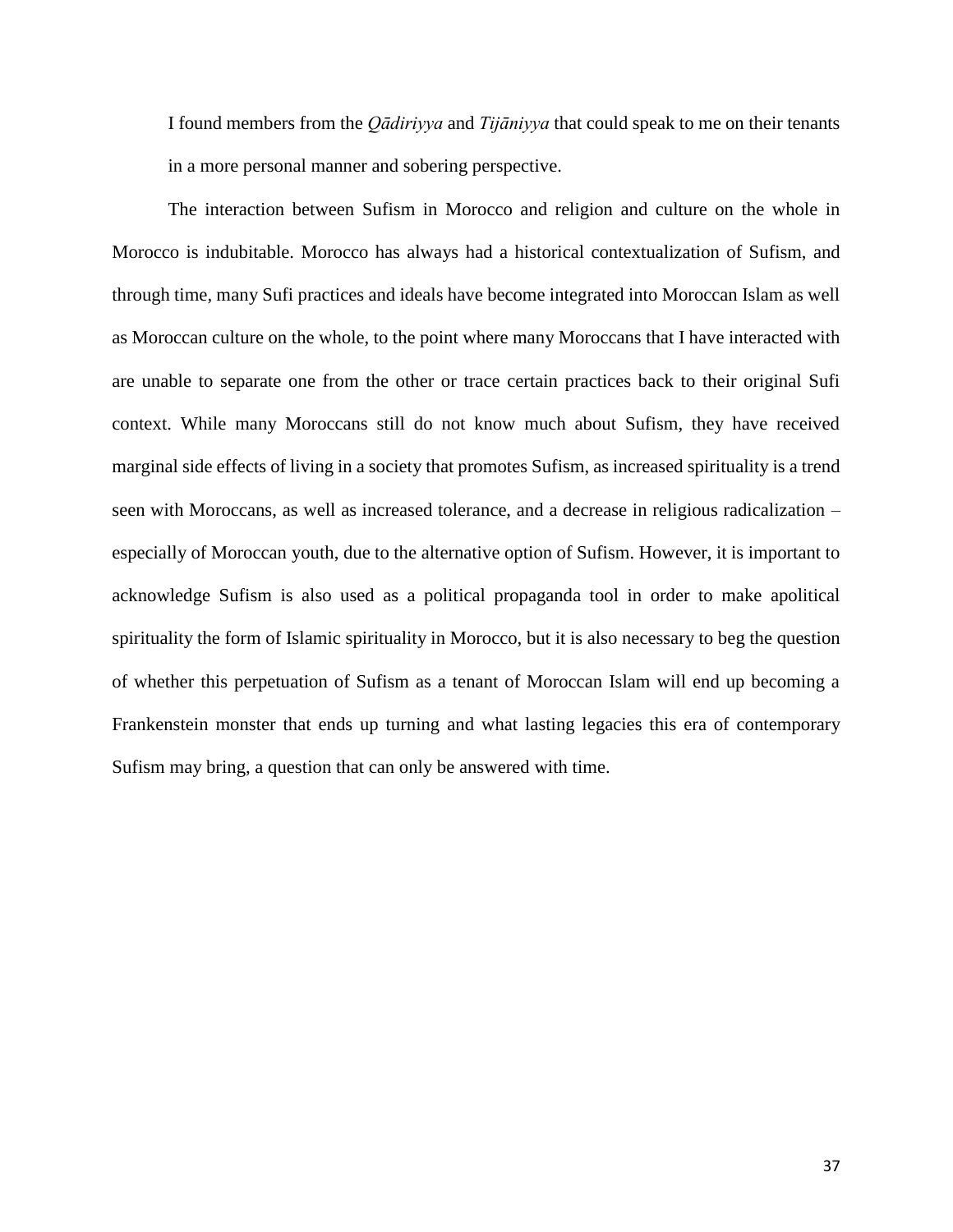I found members from the *Qādiriyya* and *Tijāniyya* that could speak to me on their tenants in a more personal manner and sobering perspective.

The interaction between Sufism in Morocco and religion and culture on the whole in Morocco is indubitable. Morocco has always had a historical contextualization of Sufism, and through time, many Sufi practices and ideals have become integrated into Moroccan Islam as well as Moroccan culture on the whole, to the point where many Moroccans that I have interacted with are unable to separate one from the other or trace certain practices back to their original Sufi context. While many Moroccans still do not know much about Sufism, they have received marginal side effects of living in a society that promotes Sufism, as increased spirituality is a trend seen with Moroccans, as well as increased tolerance, and a decrease in religious radicalization – especially of Moroccan youth, due to the alternative option of Sufism. However, it is important to acknowledge Sufism is also used as a political propaganda tool in order to make apolitical spirituality the form of Islamic spirituality in Morocco, but it is also necessary to beg the question of whether this perpetuation of Sufism as a tenant of Moroccan Islam will end up becoming a Frankenstein monster that ends up turning and what lasting legacies this era of contemporary Sufism may bring, a question that can only be answered with time.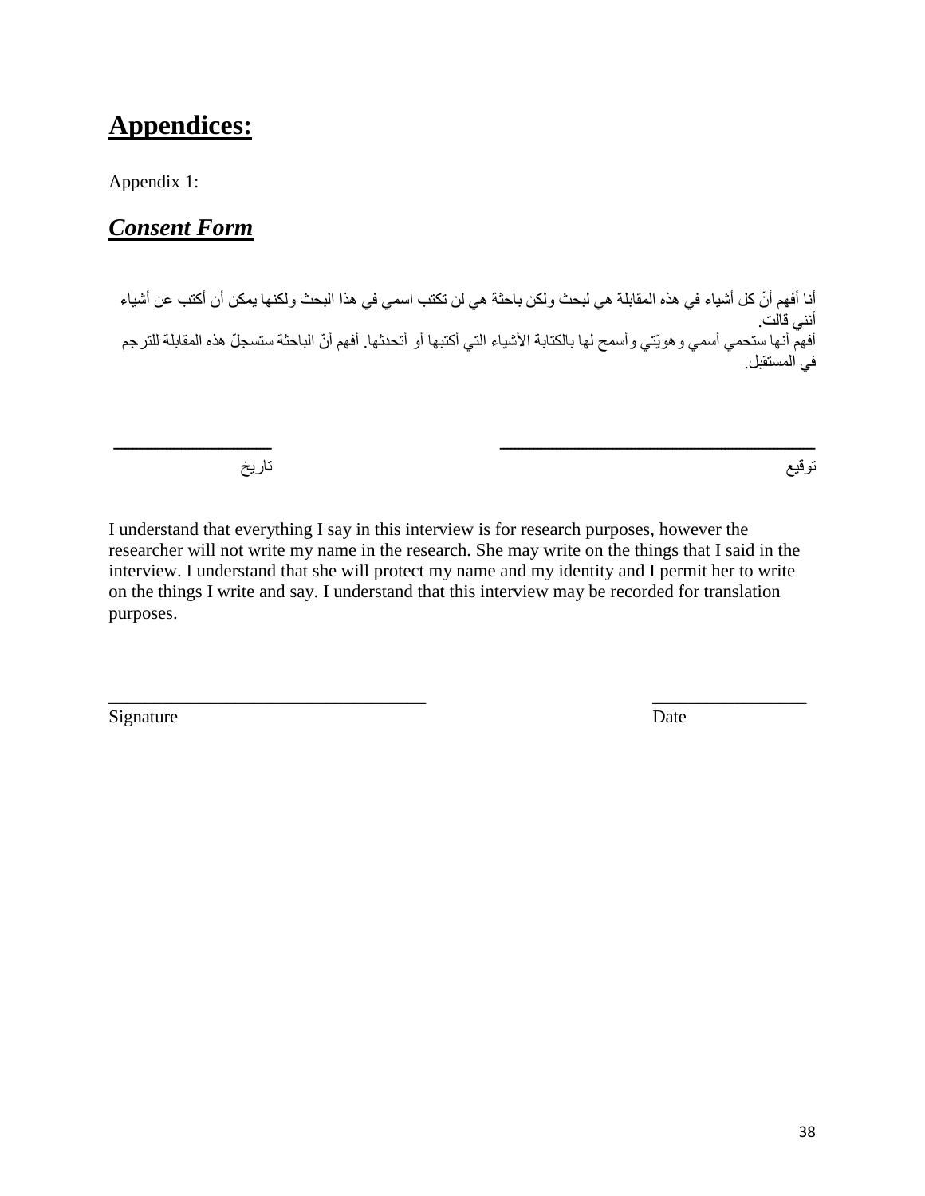# **Appendices:**

Appendix 1:

## ***Consent Form***

أنا أفهم أنّ كل أشياء في هذه المقابلة هي لبحث ولكن باحثة هي لن تكتب اسمي في هذا البحث ولكنها يمكن أن أكتب عن أشياء أنني قالت.
أفهم أنها ستحمي أسمي وهويّتي وأسمح لها بالكتابة الأشياء التي أكتبها أو أتحدثها. أفهم أنّ الباحثة ستسجلّ هذه المقابلة للترجم في المستقبل.

\_\_\_\_\_\_\_\_\_\_\_\_\_\_\_\_\_\_\_\_\_\_\_\_\_\_\_\_\_\_\_\_\_\_\_\_ \_\_\_\_\_\_\_\_\_\_\_\_\_\_\_\_\_\_

توقيع تاريخ

I understand that everything I say in this interview is for research purposes, however the researcher will not write my name in the research. She may write on the things that I said in the interview. I understand that she will protect my name and my identity and I permit her to write on the things I write and say. I understand that this interview may be recorded for translation purposes.

\_\_\_\_\_\_\_\_\_\_\_\_\_\_\_\_\_\_\_\_\_\_\_\_\_\_\_\_\_\_\_\_\_\_\_\_ \_\_\_\_\_\_\_\_\_\_\_\_\_\_\_\_\_\_

Signature Date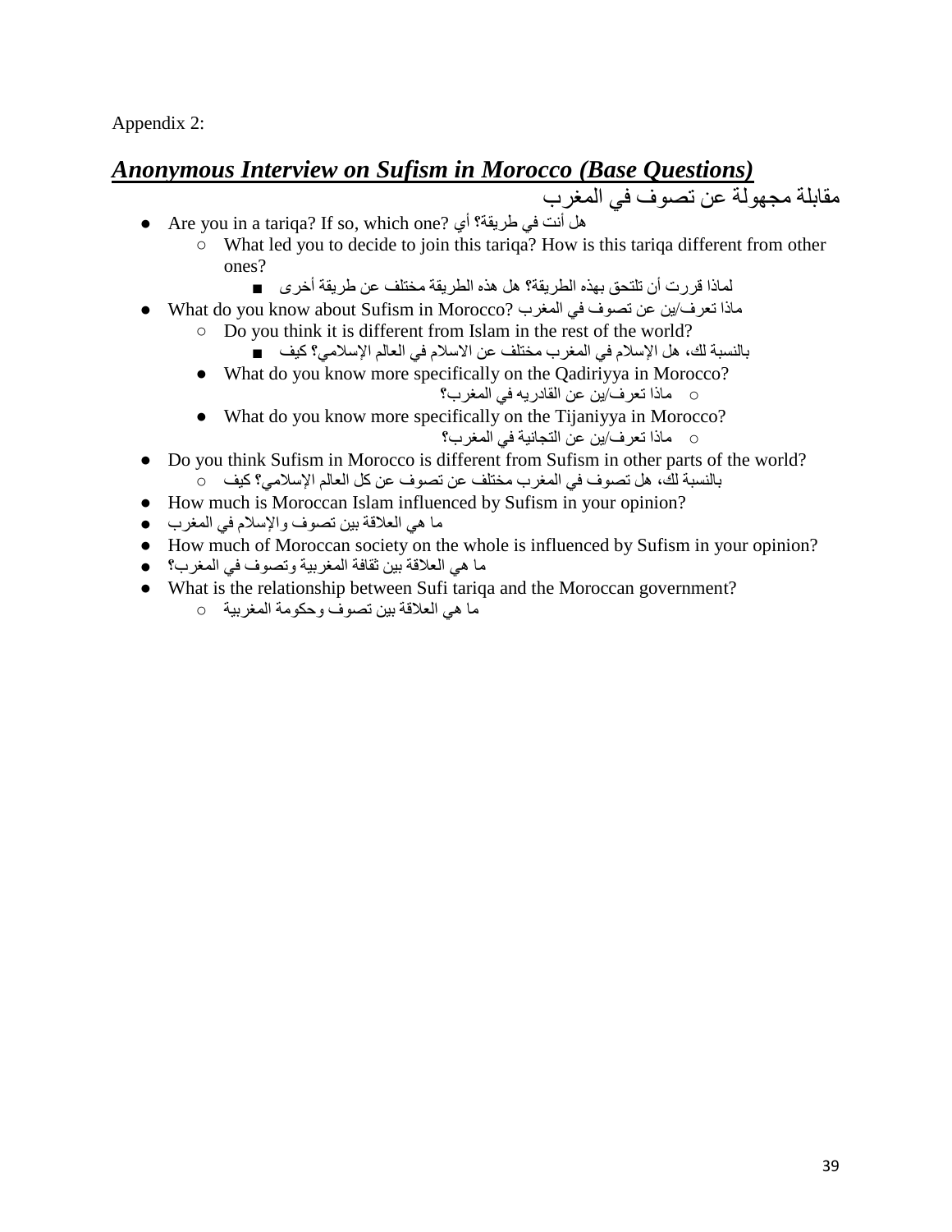Appendix 2:

## ***Anonymous Interview on Sufism in Morocco (Base Questions)***

مقابلة مجهولة عن تصوف في المغرب

- Are you in a tariqa? If so, which one? هل أنت في طريقة؟ أي
  - What led you to decide to join this tariqa? How is this tariqa different from other ones?
    - لماذا قررت أن تلتحق بهذه الطريقة؟ هل هذه الطريقة مختلف عن طريقة أخرى
- What do you know about Sufism in Morocco? ماذا تعرف/ين عن تصوف في المغرب
  - Do you think it is different from Islam in the rest of the world?
    - بالنسبة لك، هل الإسلام في المغرب مختلف عن الاسلام في العالم الإسلامي؟ كيف
  - What do you know more specifically on the Qadiriyya in Morocco?
    - ماذا تعرف/ين عن القادريه في المغرب؟
  - What do you know more specifically on the Tijaniyya in Morocco?
    - ماذا تعرف/ين عن التجانية في المغرب؟
- Do you think Sufism in Morocco is different from Sufism in other parts of the world?
  - بالنسبة لك، هل تصوف في المغرب مختلف عن تصوف عن كل العالم الإسلامي؟ كيف
- How much is Moroccan Islam influenced by Sufism in your opinion?
- ما هي العلاقة بين تصوف والإسلام في المغرب
- How much of Moroccan society on the whole is influenced by Sufism in your opinion?
- ما هي العلاقة بين ثقافة المغربية وتصوف في المغرب؟
- What is the relationship between Sufi tariqa and the Moroccan government?
  - ما هي العلاقة بين تصوف وحكومة المغربية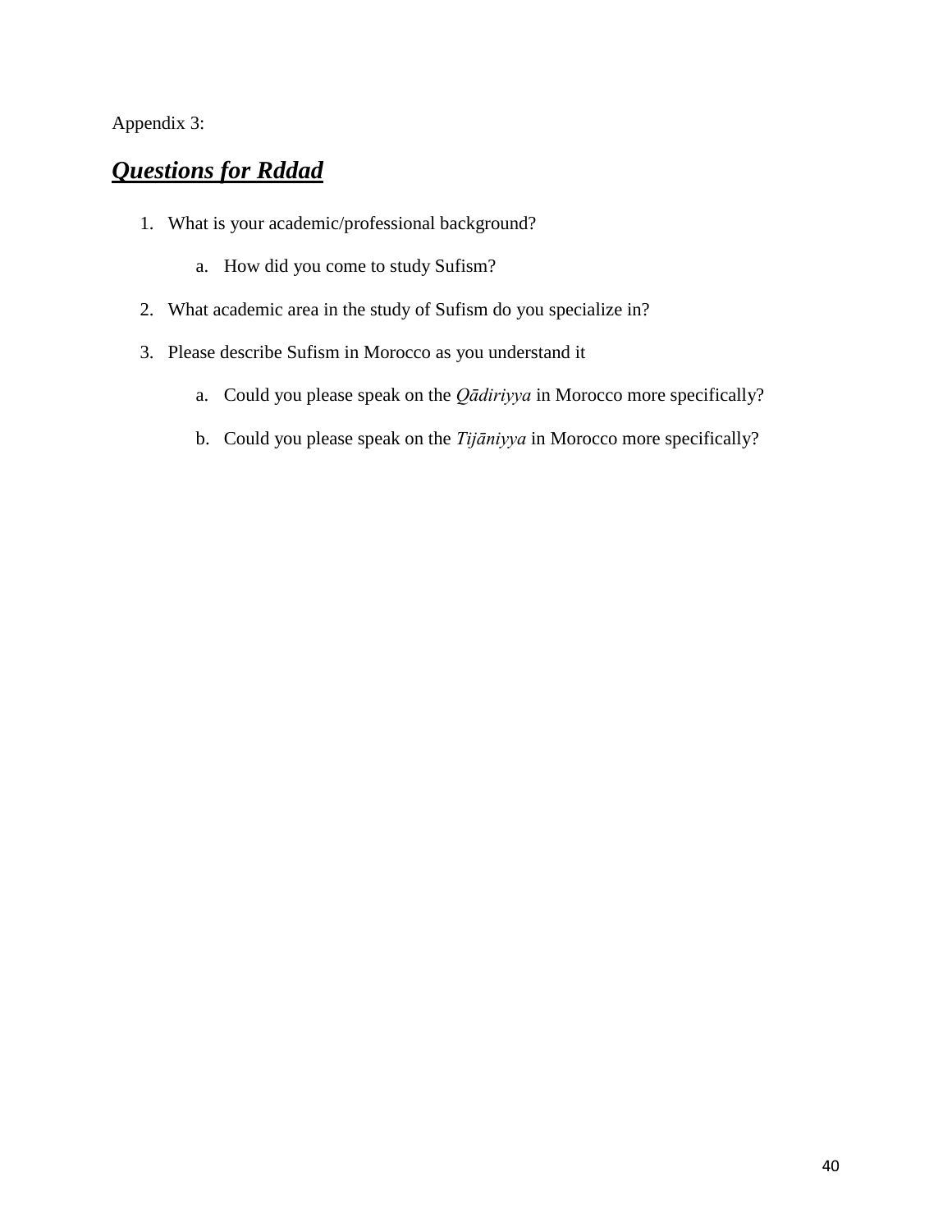Appendix 3:

## ***Questions for Rddad***

1. What is your academic/professional background?
    a. How did you come to study Sufism?
2. What academic area in the study of Sufism do you specialize in?
3. Please describe Sufism in Morocco as you understand it
    a. Could you please speak on the *Qādiriyya* in Morocco more specifically?
    b. Could you please speak on the *Tijāniyya* in Morocco more specifically?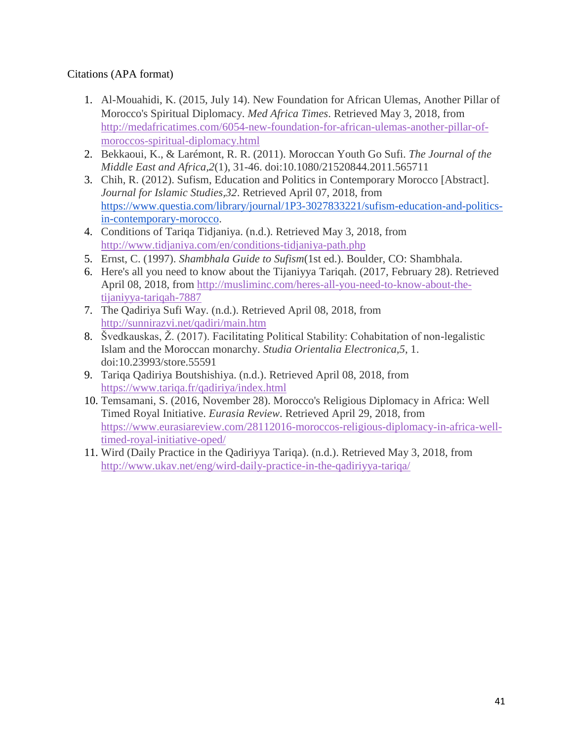Citations (APA format)

1. Al-Mouahidi, K. (2015, July 14). New Foundation for African Ulemas, Another Pillar of Morocco's Spiritual Diplomacy. *Med Africa Times*. Retrieved May 3, 2018, from http://medafricatimes.com/6054-new-foundation-for-african-ulemas-another-pillar-of-moroccos-spiritual-diplomacy.html
2. Bekkaoui, K., & Larémont, R. R. (2011). Moroccan Youth Go Sufi. *The Journal of the Middle East and Africa,2*(1), 31-46. doi:10.1080/21520844.2011.565711
3. Chih, R. (2012). Sufism, Education and Politics in Contemporary Morocco [Abstract]. *Journal for Islamic Studies,32*. Retrieved April 07, 2018, from https://www.questia.com/library/journal/1P3-3027833221/sufism-education-and-politics-in-contemporary-morocco.
4. Conditions of Tariqa Tidjaniya. (n.d.). Retrieved May 3, 2018, from http://www.tidjaniya.com/en/conditions-tidjaniya-path.php
5. Ernst, C. (1997). *Shambhala Guide to Sufism*(1st ed.). Boulder, CO: Shambhala.
6. Here's all you need to know about the Tijaniyya Tariqah. (2017, February 28). Retrieved April 08, 2018, from http://musliminc.com/heres-all-you-need-to-know-about-the-tijaniyya-tariqah-7887
7. The Qadiriya Sufi Way. (n.d.). Retrieved April 08, 2018, from http://sunnirazvi.net/qadiri/main.htm
8. Švedkauskas, Ž. (2017). Facilitating Political Stability: Cohabitation of non-legalistic Islam and the Moroccan monarchy. *Studia Orientalia Electronica,5*, 1. doi:10.23993/store.55591
9. Tariqa Qadiriya Boutshishiya. (n.d.). Retrieved April 08, 2018, from https://www.tariqa.fr/qadiriya/index.html
10. Temsamani, S. (2016, November 28). Morocco's Religious Diplomacy in Africa: Well Timed Royal Initiative. *Eurasia Review*. Retrieved April 29, 2018, from https://www.eurasiareview.com/28112016-moroccos-religious-diplomacy-in-africa-well-timed-royal-initiative-oped/
11. Wird (Daily Practice in the Qadiriyya Tariqa). (n.d.). Retrieved May 3, 2018, from http://www.ukav.net/eng/wird-daily-practice-in-the-qadiriyya-tariqa/